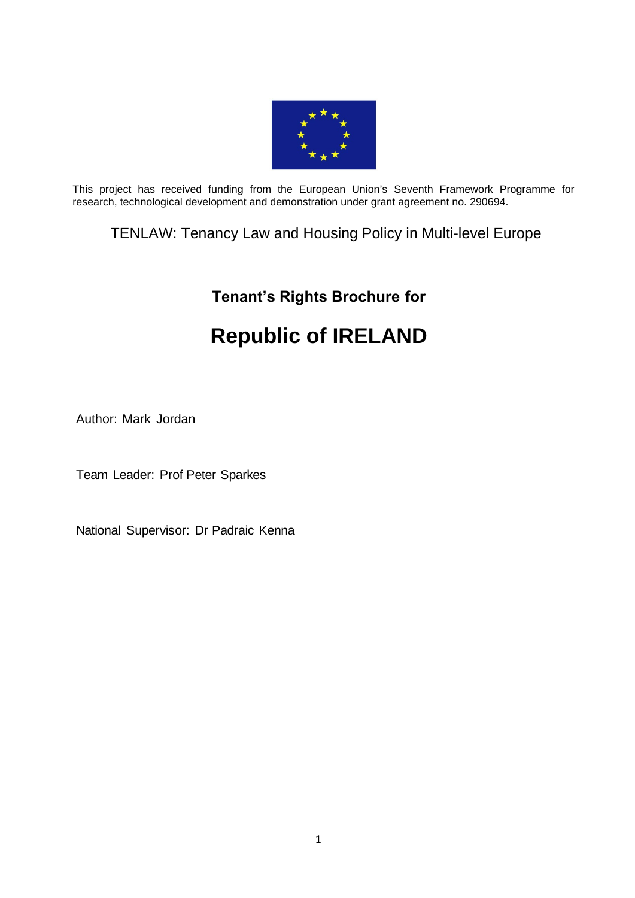This project has received funding from the European Union's Seventh Framework Programme for research, technological development and demonstration under grant agreement no. 290694.

TENLAW: Tenancy Law and Housing Policy in Multi-level Europe

---

## Tenant's Rights Brochure for

# Republic of IRELAND

Author: Mark Jordan

Team Leader: Prof Peter Sparkes

National Supervisor: Dr Padraic Kenna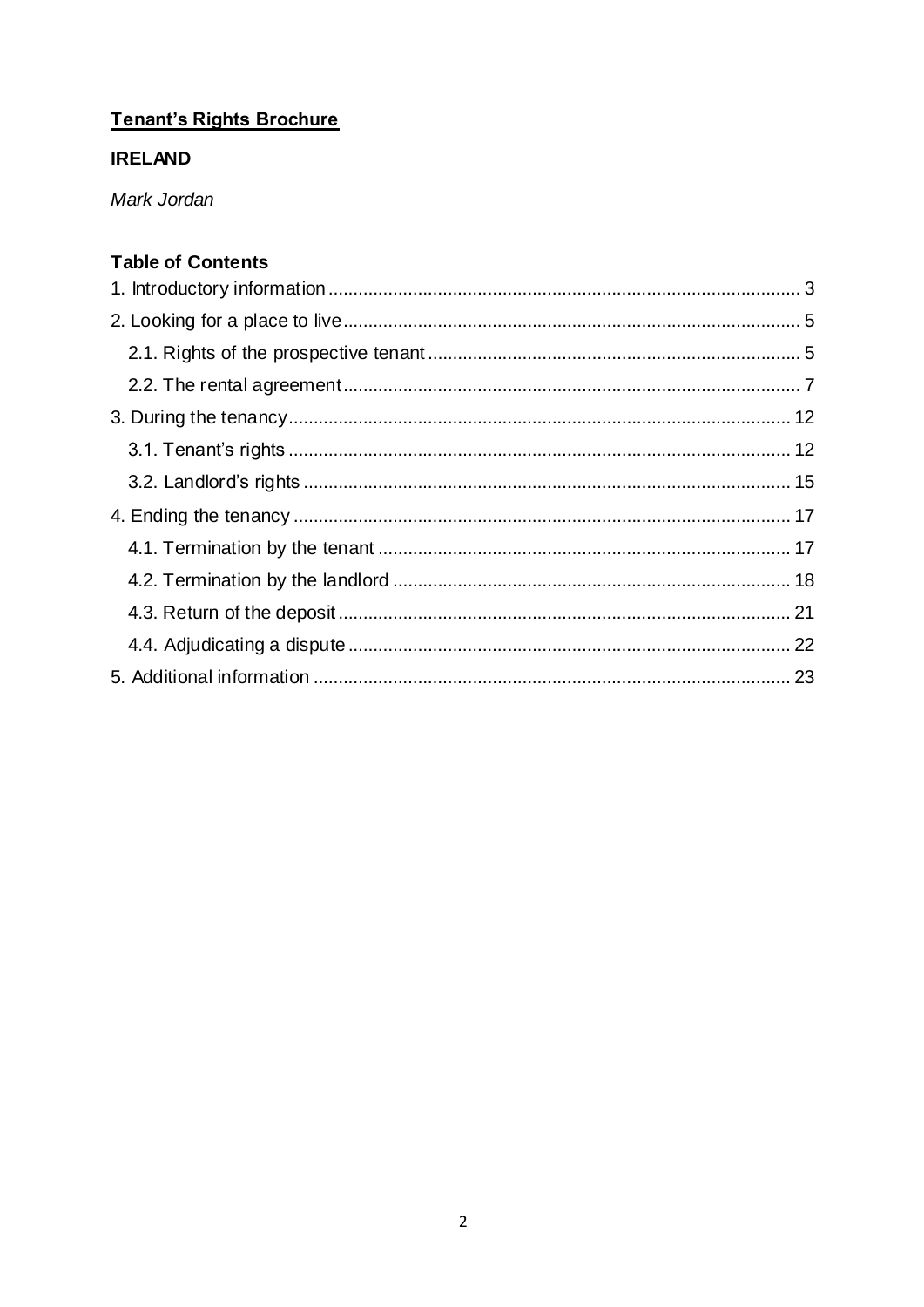**Tenant's Rights Brochure**

**IRELAND**

*Mark Jordan*

## Table of Contents

1. Introductory information .......... 3
2. Looking for a place to live .......... 5
   - 2.1. Rights of the prospective tenant .......... 5
   - 2.2. The rental agreement .......... 7
3. During the tenancy .......... 12
   - 3.1. Tenant's rights .......... 12
   - 3.2. Landlord's rights .......... 15
4. Ending the tenancy .......... 17
   - 4.1. Termination by the tenant .......... 17
   - 4.2. Termination by the landlord .......... 18
   - 4.3. Return of the deposit .......... 21
   - 4.4. Adjudicating a dispute .......... 22
5. Additional information .......... 23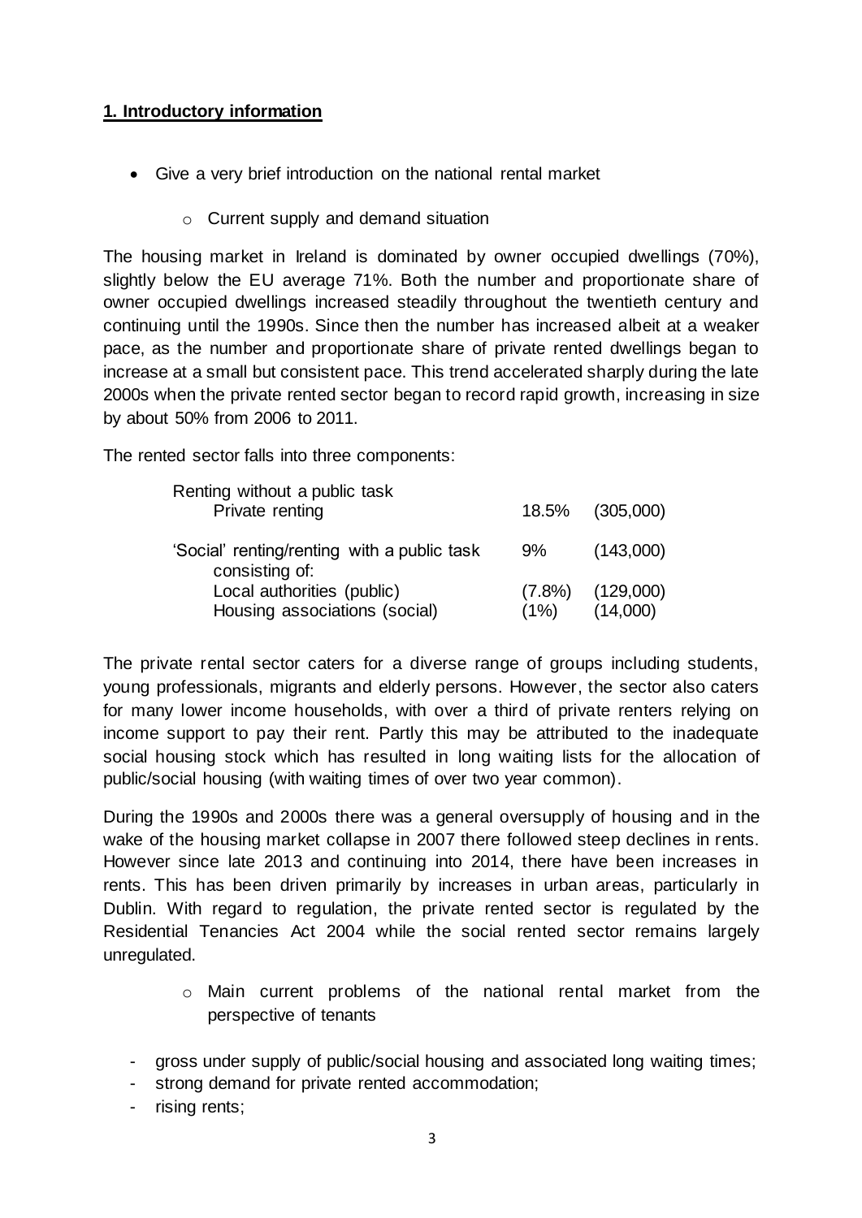## **1. Introductory information**

- Give a very brief introduction on the national rental market
    - Current supply and demand situation

The housing market in Ireland is dominated by owner occupied dwellings (70%), slightly below the EU average 71%. Both the number and proportionate share of owner occupied dwellings increased steadily throughout the twentieth century and continuing until the 1990s. Since then the number has increased albeit at a weaker pace, as the number and proportionate share of private rented dwellings began to increase at a small but consistent pace. This trend accelerated sharply during the late 2000s when the private rented sector began to record rapid growth, increasing in size by about 50% from 2006 to 2011.

The rented sector falls into three components:

| | | |
|---|---|---|
| Renting without a public task | | |
| Private renting | 18.5% | (305,000) |
| 'Social' renting/renting with a public task consisting of: | 9% | (143,000) |
| Local authorities (public) | (7.8%) | (129,000) |
| Housing associations (social) | (1%) | (14,000) |

The private rental sector caters for a diverse range of groups including students, young professionals, migrants and elderly persons. However, the sector also caters for many lower income households, with over a third of private renters relying on income support to pay their rent. Partly this may be attributed to the inadequate social housing stock which has resulted in long waiting lists for the allocation of public/social housing (with waiting times of over two year common).

During the 1990s and 2000s there was a general oversupply of housing and in the wake of the housing market collapse in 2007 there followed steep declines in rents. However since late 2013 and continuing into 2014, there have been increases in rents. This has been driven primarily by increases in urban areas, particularly in Dublin. With regard to regulation, the private rented sector is regulated by the Residential Tenancies Act 2004 while the social rented sector remains largely unregulated.

- Main current problems of the national rental market from the perspective of tenants

- gross under supply of public/social housing and associated long waiting times;
- strong demand for private rented accommodation;
- rising rents;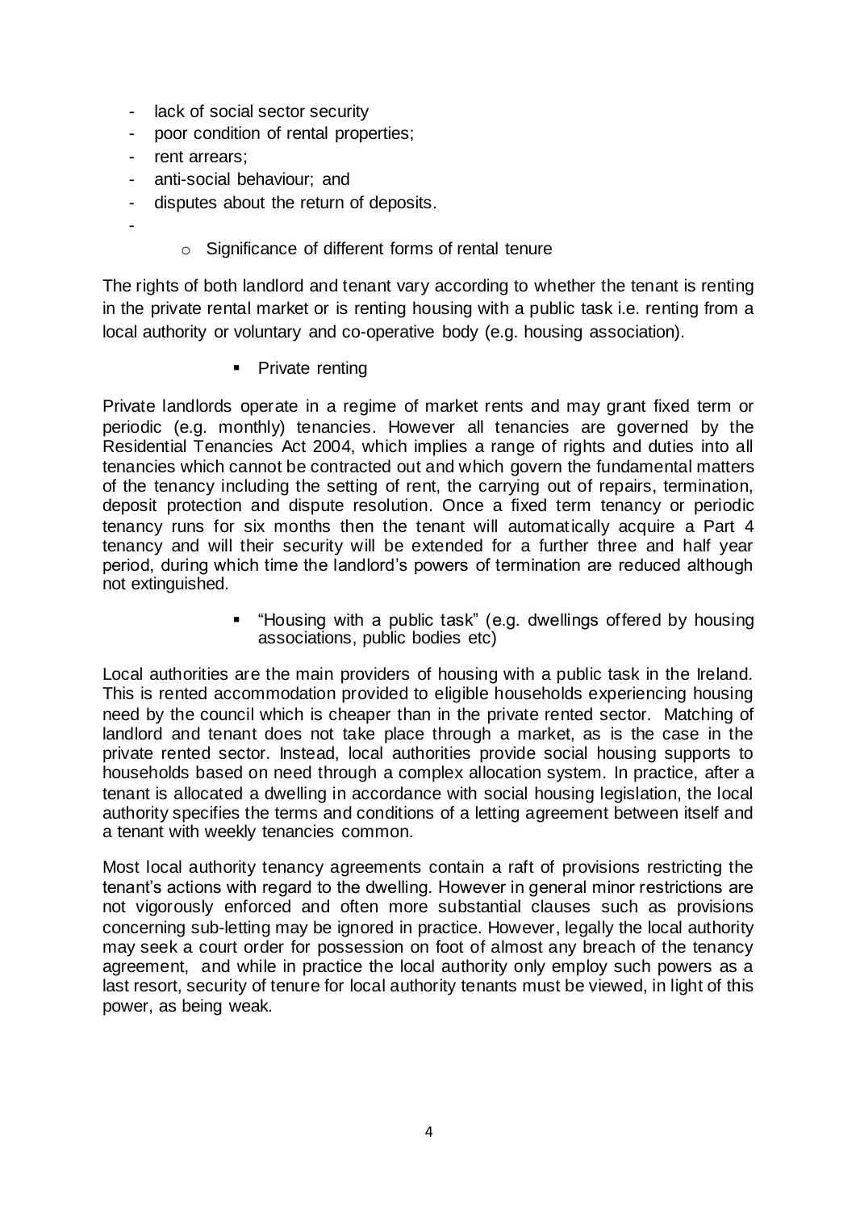- lack of social sector security
- poor condition of rental properties;
- rent arrears;
- anti-social behaviour; and
- disputes about the return of deposits.
-

  - Significance of different forms of rental tenure

The rights of both landlord and tenant vary according to whether the tenant is renting in the private rental market or is renting housing with a public task i.e. renting from a local authority or voluntary and co-operative body (e.g. housing association).

- Private renting

Private landlords operate in a regime of market rents and may grant fixed term or periodic (e.g. monthly) tenancies. However all tenancies are governed by the Residential Tenancies Act 2004, which implies a range of rights and duties into all tenancies which cannot be contracted out and which govern the fundamental matters of the tenancy including the setting of rent, the carrying out of repairs, termination, deposit protection and dispute resolution. Once a fixed term tenancy or periodic tenancy runs for six months then the tenant will automatically acquire a Part 4 tenancy and will their security will be extended for a further three and half year period, during which time the landlord's powers of termination are reduced although not extinguished.

- "Housing with a public task" (e.g. dwellings offered by housing associations, public bodies etc)

Local authorities are the main providers of housing with a public task in the Ireland. This is rented accommodation provided to eligible households experiencing housing need by the council which is cheaper than in the private rented sector. Matching of landlord and tenant does not take place through a market, as is the case in the private rented sector. Instead, local authorities provide social housing supports to households based on need through a complex allocation system. In practice, after a tenant is allocated a dwelling in accordance with social housing legislation, the local authority specifies the terms and conditions of a letting agreement between itself and a tenant with weekly tenancies common.

Most local authority tenancy agreements contain a raft of provisions restricting the tenant's actions with regard to the dwelling. However in general minor restrictions are not vigorously enforced and often more substantial clauses such as provisions concerning sub-letting may be ignored in practice. However, legally the local authority may seek a court order for possession on foot of almost any breach of the tenancy agreement, and while in practice the local authority only employ such powers as a last resort, security of tenure for local authority tenants must be viewed, in light of this power, as being weak.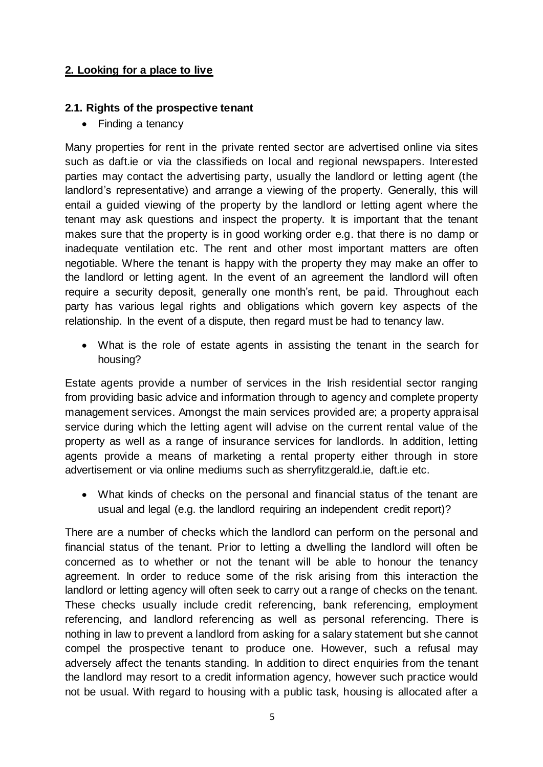## 2. Looking for a place to live

### 2.1. Rights of the prospective tenant

- Finding a tenancy

Many properties for rent in the private rented sector are advertised online via sites such as daft.ie or via the classifieds on local and regional newspapers. Interested parties may contact the advertising party, usually the landlord or letting agent (the landlord's representative) and arrange a viewing of the property. Generally, this will entail a guided viewing of the property by the landlord or letting agent where the tenant may ask questions and inspect the property. It is important that the tenant makes sure that the property is in good working order e.g. that there is no damp or inadequate ventilation etc. The rent and other most important matters are often negotiable. Where the tenant is happy with the property they may make an offer to the landlord or letting agent. In the event of an agreement the landlord will often require a security deposit, generally one month's rent, be paid. Throughout each party has various legal rights and obligations which govern key aspects of the relationship. In the event of a dispute, then regard must be had to tenancy law.

- What is the role of estate agents in assisting the tenant in the search for housing?

Estate agents provide a number of services in the Irish residential sector ranging from providing basic advice and information through to agency and complete property management services. Amongst the main services provided are; a property appraisal service during which the letting agent will advise on the current rental value of the property as well as a range of insurance services for landlords. In addition, letting agents provide a means of marketing a rental property either through in store advertisement or via online mediums such as sherryfitzgerald.ie, daft.ie etc.

- What kinds of checks on the personal and financial status of the tenant are usual and legal (e.g. the landlord requiring an independent credit report)?

There are a number of checks which the landlord can perform on the personal and financial status of the tenant. Prior to letting a dwelling the landlord will often be concerned as to whether or not the tenant will be able to honour the tenancy agreement. In order to reduce some of the risk arising from this interaction the landlord or letting agency will often seek to carry out a range of checks on the tenant. These checks usually include credit referencing, bank referencing, employment referencing, and landlord referencing as well as personal referencing. There is nothing in law to prevent a landlord from asking for a salary statement but she cannot compel the prospective tenant to produce one. However, such a refusal may adversely affect the tenants standing. In addition to direct enquiries from the tenant the landlord may resort to a credit information agency, however such practice would not be usual. With regard to housing with a public task, housing is allocated after a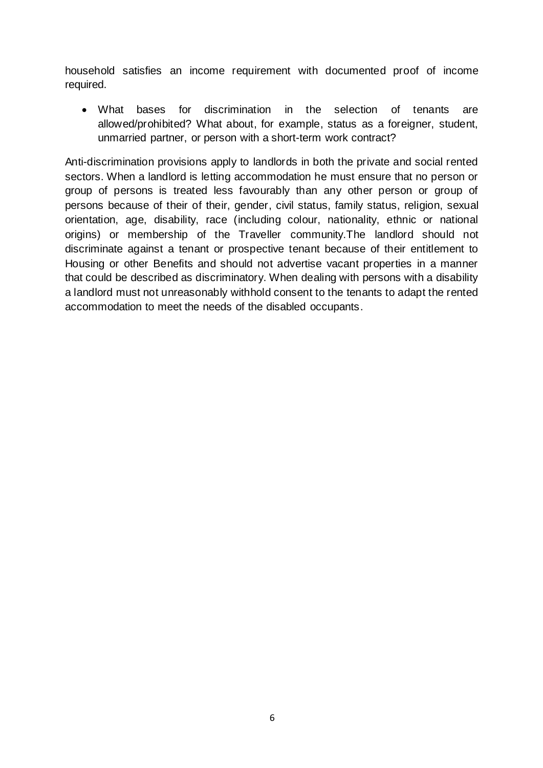household satisfies an income requirement with documented proof of income required.

- What bases for discrimination in the selection of tenants are allowed/prohibited? What about, for example, status as a foreigner, student, unmarried partner, or person with a short-term work contract?

Anti-discrimination provisions apply to landlords in both the private and social rented sectors. When a landlord is letting accommodation he must ensure that no person or group of persons is treated less favourably than any other person or group of persons because of their of their, gender, civil status, family status, religion, sexual orientation, age, disability, race (including colour, nationality, ethnic or national origins) or membership of the Traveller community.The landlord should not discriminate against a tenant or prospective tenant because of their entitlement to Housing or other Benefits and should not advertise vacant properties in a manner that could be described as discriminatory. When dealing with persons with a disability a landlord must not unreasonably withhold consent to the tenants to adapt the rented accommodation to meet the needs of the disabled occupants.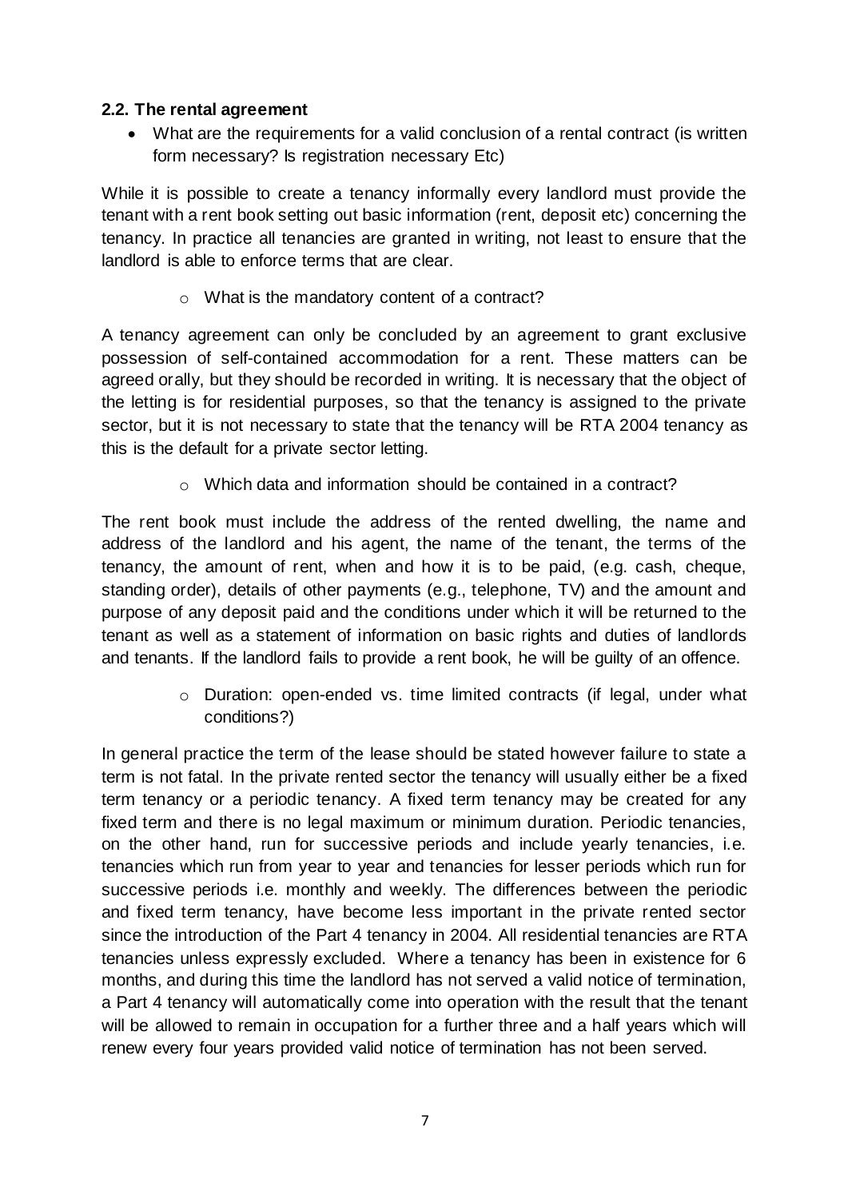### 2.2. The rental agreement

- What are the requirements for a valid conclusion of a rental contract (is written form necessary? Is registration necessary Etc)

While it is possible to create a tenancy informally every landlord must provide the tenant with a rent book setting out basic information (rent, deposit etc) concerning the tenancy. In practice all tenancies are granted in writing, not least to ensure that the landlord is able to enforce terms that are clear.

  - What is the mandatory content of a contract?

A tenancy agreement can only be concluded by an agreement to grant exclusive possession of self-contained accommodation for a rent. These matters can be agreed orally, but they should be recorded in writing. It is necessary that the object of the letting is for residential purposes, so that the tenancy is assigned to the private sector, but it is not necessary to state that the tenancy will be RTA 2004 tenancy as this is the default for a private sector letting.

  - Which data and information should be contained in a contract?

The rent book must include the address of the rented dwelling, the name and address of the landlord and his agent, the name of the tenant, the terms of the tenancy, the amount of rent, when and how it is to be paid, (e.g. cash, cheque, standing order), details of other payments (e.g., telephone, TV) and the amount and purpose of any deposit paid and the conditions under which it will be returned to the tenant as well as a statement of information on basic rights and duties of landlords and tenants. If the landlord fails to provide a rent book, he will be guilty of an offence.

  - Duration: open-ended vs. time limited contracts (if legal, under what conditions?)

In general practice the term of the lease should be stated however failure to state a term is not fatal. In the private rented sector the tenancy will usually either be a fixed term tenancy or a periodic tenancy. A fixed term tenancy may be created for any fixed term and there is no legal maximum or minimum duration. Periodic tenancies, on the other hand, run for successive periods and include yearly tenancies, i.e. tenancies which run from year to year and tenancies for lesser periods which run for successive periods i.e. monthly and weekly. The differences between the periodic and fixed term tenancy, have become less important in the private rented sector since the introduction of the Part 4 tenancy in 2004. All residential tenancies are RTA tenancies unless expressly excluded. Where a tenancy has been in existence for 6 months, and during this time the landlord has not served a valid notice of termination, a Part 4 tenancy will automatically come into operation with the result that the tenant will be allowed to remain in occupation for a further three and a half years which will renew every four years provided valid notice of termination has not been served.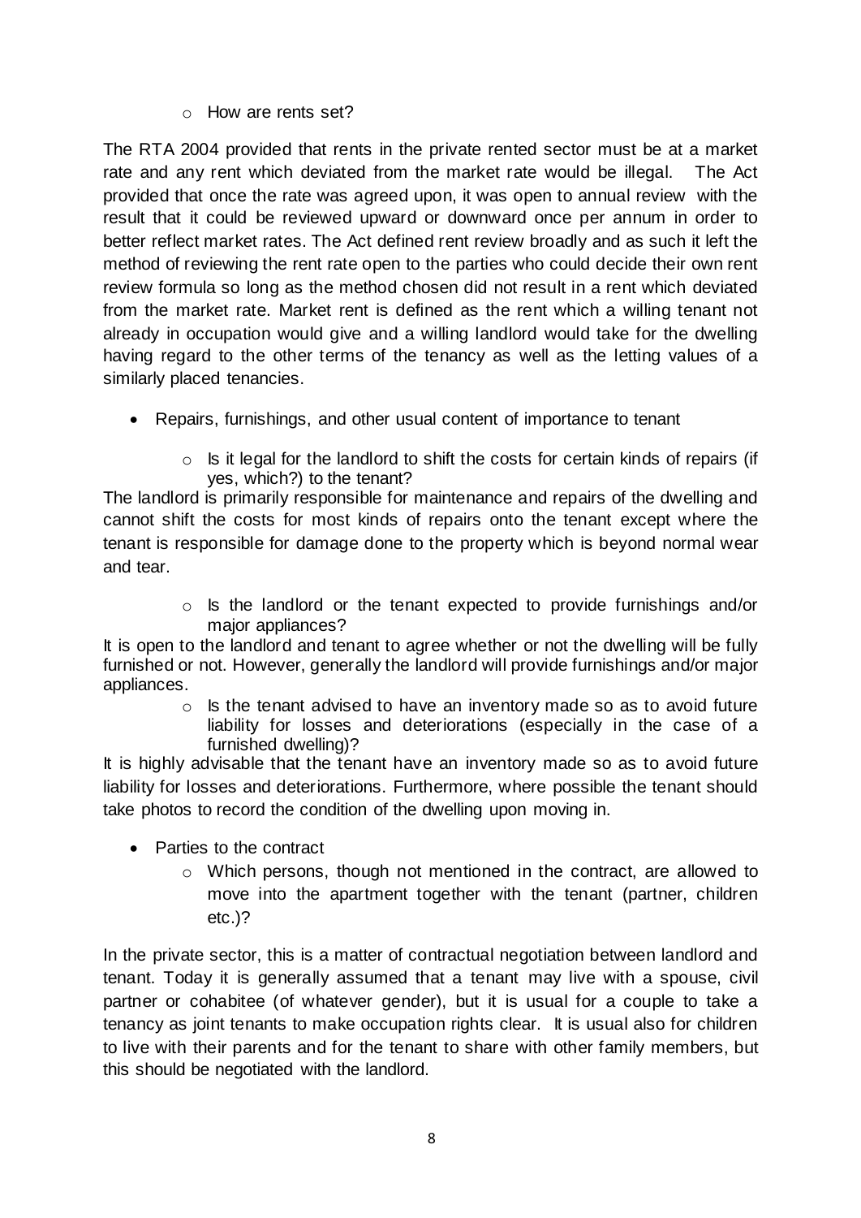- How are rents set?

The RTA 2004 provided that rents in the private rented sector must be at a market rate and any rent which deviated from the market rate would be illegal. The Act provided that once the rate was agreed upon, it was open to annual review with the result that it could be reviewed upward or downward once per annum in order to better reflect market rates. The Act defined rent review broadly and as such it left the method of reviewing the rent rate open to the parties who could decide their own rent review formula so long as the method chosen did not result in a rent which deviated from the market rate. Market rent is defined as the rent which a willing tenant not already in occupation would give and a willing landlord would take for the dwelling having regard to the other terms of the tenancy as well as the letting values of a similarly placed tenancies.

- Repairs, furnishings, and other usual content of importance to tenant
  - Is it legal for the landlord to shift the costs for certain kinds of repairs (if yes, which?) to the tenant?

The landlord is primarily responsible for maintenance and repairs of the dwelling and cannot shift the costs for most kinds of repairs onto the tenant except where the tenant is responsible for damage done to the property which is beyond normal wear and tear.

  - Is the landlord or the tenant expected to provide furnishings and/or major appliances?

It is open to the landlord and tenant to agree whether or not the dwelling will be fully furnished or not. However, generally the landlord will provide furnishings and/or major appliances.

  - Is the tenant advised to have an inventory made so as to avoid future liability for losses and deteriorations (especially in the case of a furnished dwelling)?

It is highly advisable that the tenant have an inventory made so as to avoid future liability for losses and deteriorations. Furthermore, where possible the tenant should take photos to record the condition of the dwelling upon moving in.

- Parties to the contract
  - Which persons, though not mentioned in the contract, are allowed to move into the apartment together with the tenant (partner, children etc.)?

In the private sector, this is a matter of contractual negotiation between landlord and tenant. Today it is generally assumed that a tenant may live with a spouse, civil partner or cohabitee (of whatever gender), but it is usual for a couple to take a tenancy as joint tenants to make occupation rights clear. It is usual also for children to live with their parents and for the tenant to share with other family members, but this should be negotiated with the landlord.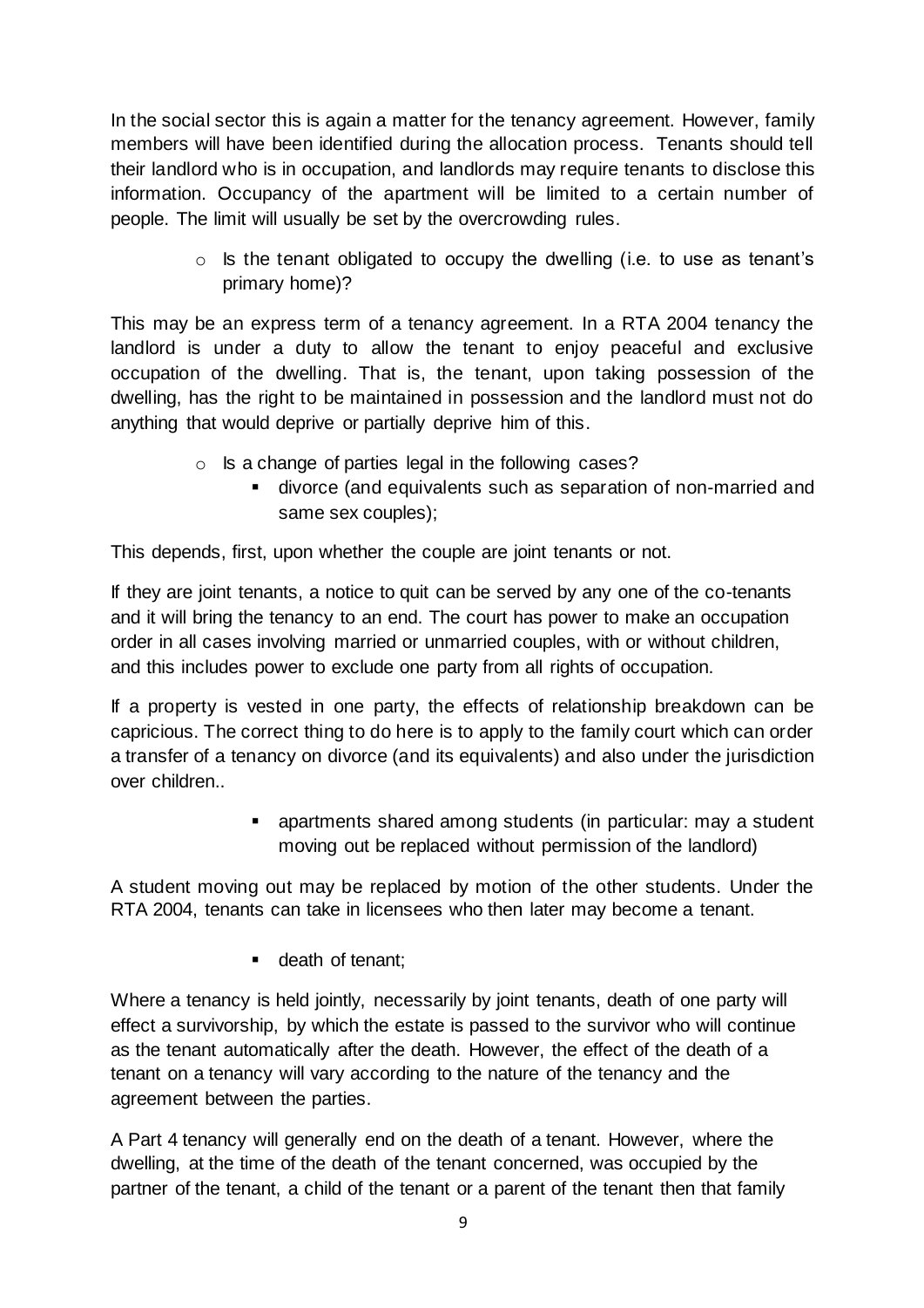In the social sector this is again a matter for the tenancy agreement. However, family members will have been identified during the allocation process. Tenants should tell their landlord who is in occupation, and landlords may require tenants to disclose this information. Occupancy of the apartment will be limited to a certain number of people. The limit will usually be set by the overcrowding rules.

- Is the tenant obligated to occupy the dwelling (i.e. to use as tenant's primary home)?

This may be an express term of a tenancy agreement. In a RTA 2004 tenancy the landlord is under a duty to allow the tenant to enjoy peaceful and exclusive occupation of the dwelling. That is, the tenant, upon taking possession of the dwelling, has the right to be maintained in possession and the landlord must not do anything that would deprive or partially deprive him of this.

- Is a change of parties legal in the following cases?
  - divorce (and equivalents such as separation of non-married and same sex couples);

This depends, first, upon whether the couple are joint tenants or not.

If they are joint tenants, a notice to quit can be served by any one of the co-tenants and it will bring the tenancy to an end. The court has power to make an occupation order in all cases involving married or unmarried couples, with or without children, and this includes power to exclude one party from all rights of occupation.

If a property is vested in one party, the effects of relationship breakdown can be capricious. The correct thing to do here is to apply to the family court which can order a transfer of a tenancy on divorce (and its equivalents) and also under the jurisdiction over children..

- apartments shared among students (in particular: may a student moving out be replaced without permission of the landlord)

A student moving out may be replaced by motion of the other students. Under the RTA 2004, tenants can take in licensees who then later may become a tenant.

- death of tenant;

Where a tenancy is held jointly, necessarily by joint tenants, death of one party will effect a survivorship, by which the estate is passed to the survivor who will continue as the tenant automatically after the death. However, the effect of the death of a tenant on a tenancy will vary according to the nature of the tenancy and the agreement between the parties.

A Part 4 tenancy will generally end on the death of a tenant. However, where the dwelling, at the time of the death of the tenant concerned, was occupied by the partner of the tenant, a child of the tenant or a parent of the tenant then that family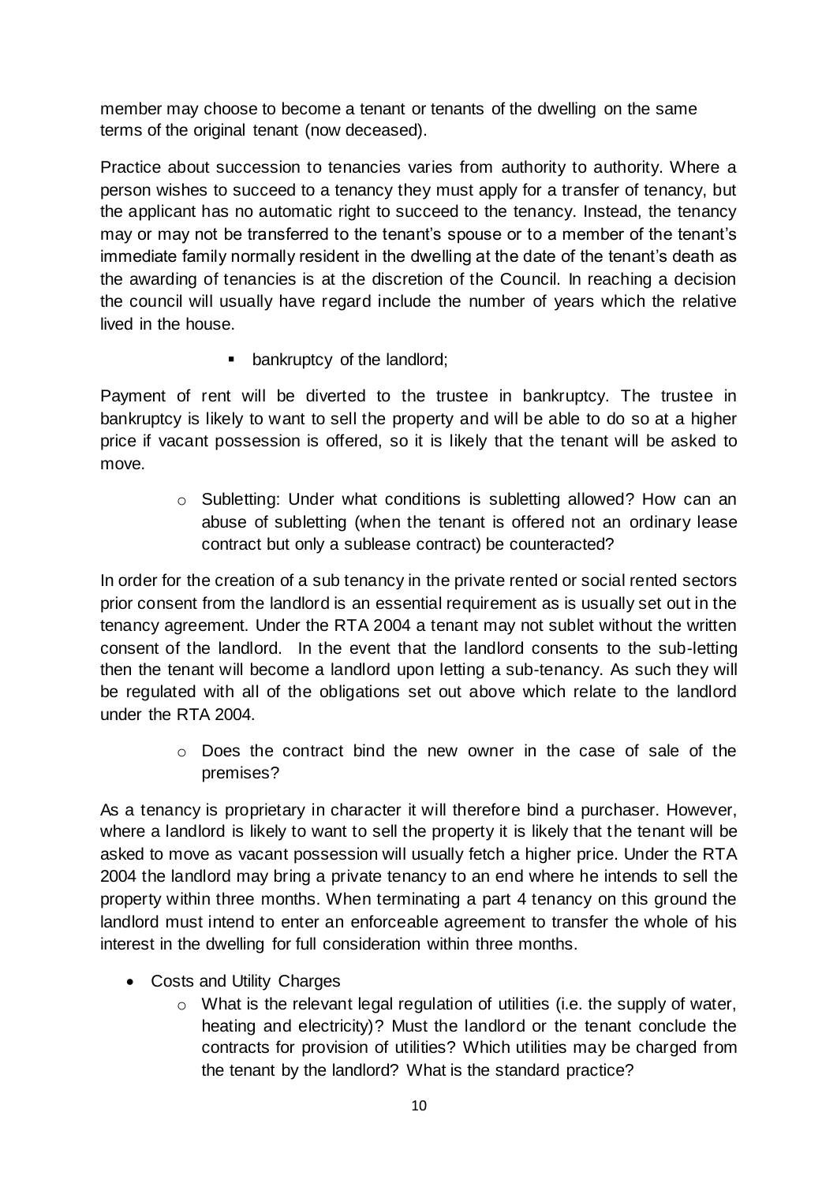member may choose to become a tenant or tenants of the dwelling on the same terms of the original tenant (now deceased).

Practice about succession to tenancies varies from authority to authority. Where a person wishes to succeed to a tenancy they must apply for a transfer of tenancy, but the applicant has no automatic right to succeed to the tenancy. Instead, the tenancy may or may not be transferred to the tenant's spouse or to a member of the tenant's immediate family normally resident in the dwelling at the date of the tenant's death as the awarding of tenancies is at the discretion of the Council. In reaching a decision the council will usually have regard include the number of years which the relative lived in the house.

- bankruptcy of the landlord;

Payment of rent will be diverted to the trustee in bankruptcy. The trustee in bankruptcy is likely to want to sell the property and will be able to do so at a higher price if vacant possession is offered, so it is likely that the tenant will be asked to move.

- Subletting: Under what conditions is subletting allowed? How can an abuse of subletting (when the tenant is offered not an ordinary lease contract but only a sublease contract) be counteracted?

In order for the creation of a sub tenancy in the private rented or social rented sectors prior consent from the landlord is an essential requirement as is usually set out in the tenancy agreement. Under the RTA 2004 a tenant may not sublet without the written consent of the landlord. In the event that the landlord consents to the sub-letting then the tenant will become a landlord upon letting a sub-tenancy. As such they will be regulated with all of the obligations set out above which relate to the landlord under the RTA 2004.

- Does the contract bind the new owner in the case of sale of the premises?

As a tenancy is proprietary in character it will therefore bind a purchaser. However, where a landlord is likely to want to sell the property it is likely that the tenant will be asked to move as vacant possession will usually fetch a higher price. Under the RTA 2004 the landlord may bring a private tenancy to an end where he intends to sell the property within three months. When terminating a part 4 tenancy on this ground the landlord must intend to enter an enforceable agreement to transfer the whole of his interest in the dwelling for full consideration within three months.

- Costs and Utility Charges
  - What is the relevant legal regulation of utilities (i.e. the supply of water, heating and electricity)? Must the landlord or the tenant conclude the contracts for provision of utilities? Which utilities may be charged from the tenant by the landlord? What is the standard practice?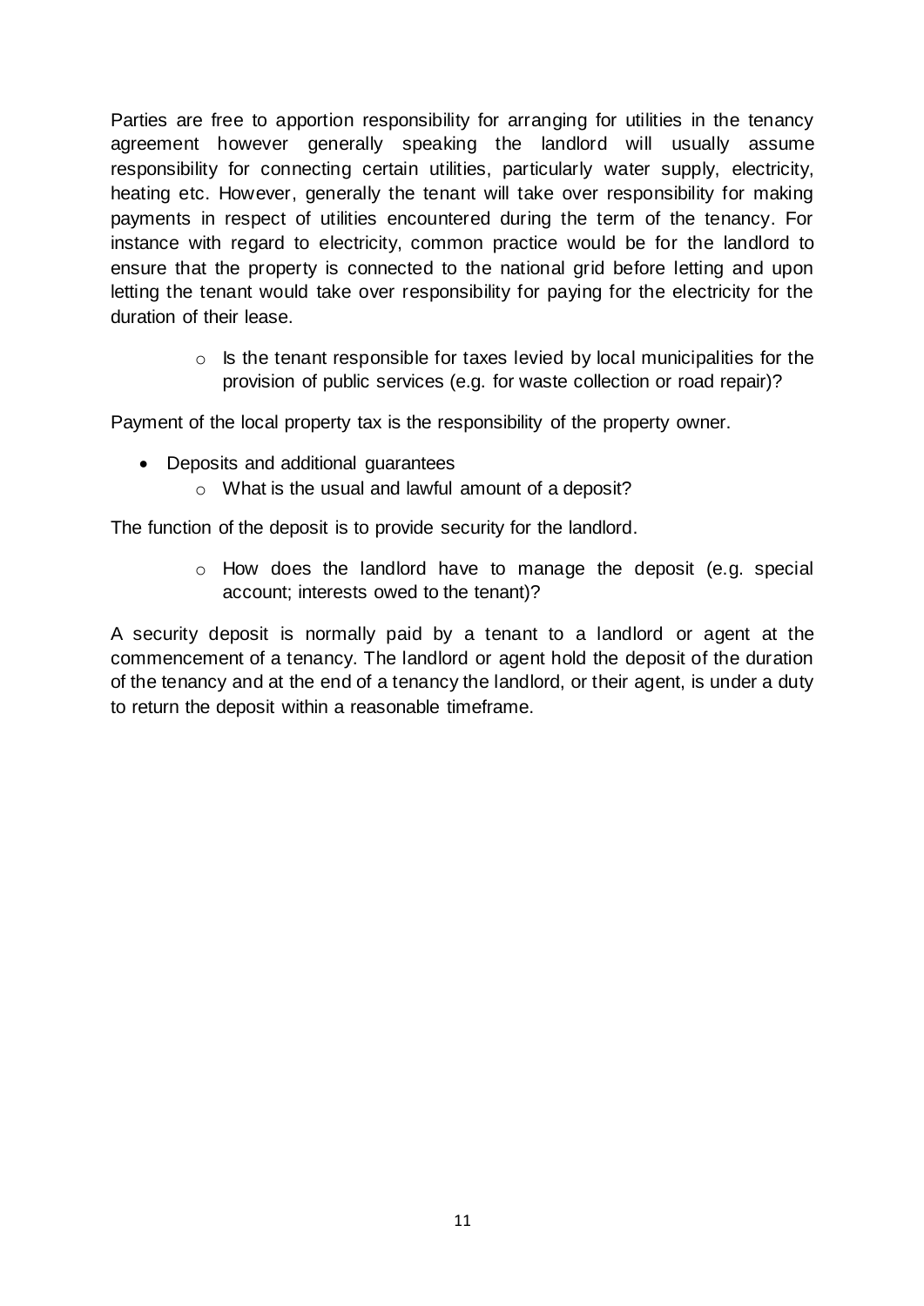Parties are free to apportion responsibility for arranging for utilities in the tenancy agreement however generally speaking the landlord will usually assume responsibility for connecting certain utilities, particularly water supply, electricity, heating etc. However, generally the tenant will take over responsibility for making payments in respect of utilities encountered during the term of the tenancy. For instance with regard to electricity, common practice would be for the landlord to ensure that the property is connected to the national grid before letting and upon letting the tenant would take over responsibility for paying for the electricity for the duration of their lease.

- Is the tenant responsible for taxes levied by local municipalities for the provision of public services (e.g. for waste collection or road repair)?

Payment of the local property tax is the responsibility of the property owner.

- Deposits and additional guarantees
  - What is the usual and lawful amount of a deposit?

The function of the deposit is to provide security for the landlord.

- How does the landlord have to manage the deposit (e.g. special account; interests owed to the tenant)?

A security deposit is normally paid by a tenant to a landlord or agent at the commencement of a tenancy. The landlord or agent hold the deposit of the duration of the tenancy and at the end of a tenancy the landlord, or their agent, is under a duty to return the deposit within a reasonable timeframe.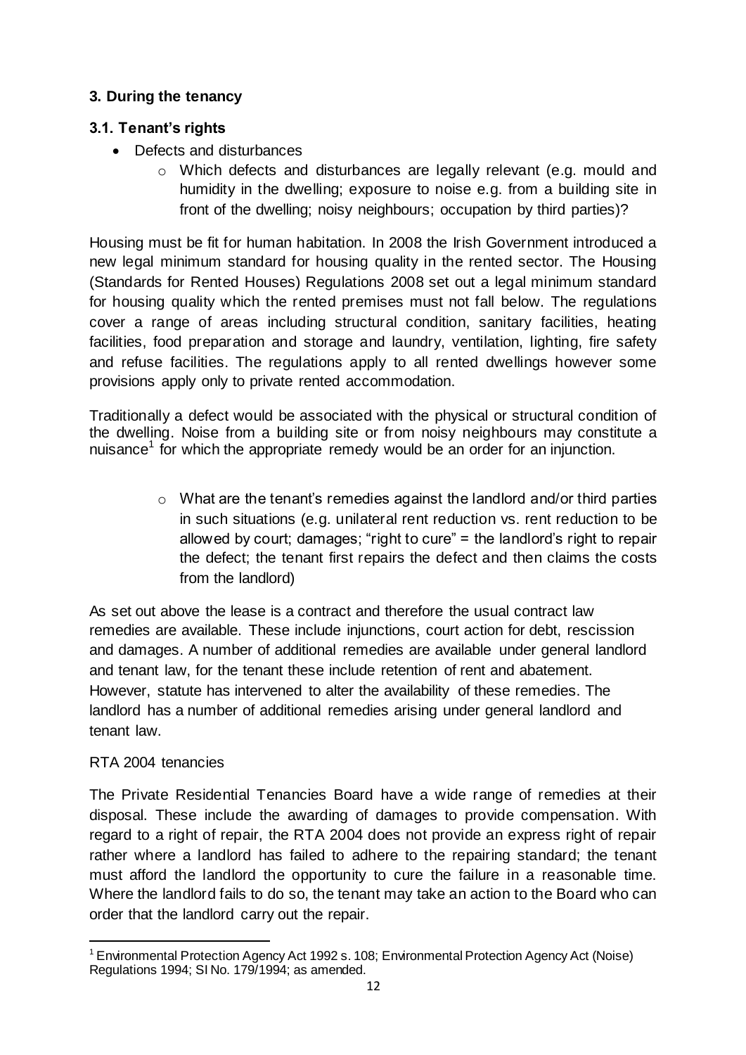**3. During the tenancy**

**3.1. Tenant's rights**

- Defects and disturbances
  - Which defects and disturbances are legally relevant (e.g. mould and humidity in the dwelling; exposure to noise e.g. from a building site in front of the dwelling; noisy neighbours; occupation by third parties)?

Housing must be fit for human habitation. In 2008 the Irish Government introduced a new legal minimum standard for housing quality in the rented sector. The Housing (Standards for Rented Houses) Regulations 2008 set out a legal minimum standard for housing quality which the rented premises must not fall below. The regulations cover a range of areas including structural condition, sanitary facilities, heating facilities, food preparation and storage and laundry, ventilation, lighting, fire safety and refuse facilities. The regulations apply to all rented dwellings however some provisions apply only to private rented accommodation.

Traditionally a defect would be associated with the physical or structural condition of the dwelling. Noise from a building site or from noisy neighbours may constitute a nuisance[1] for which the appropriate remedy would be an order for an injunction.

  - What are the tenant's remedies against the landlord and/or third parties in such situations (e.g. unilateral rent reduction vs. rent reduction to be allowed by court; damages; "right to cure" = the landlord's right to repair the defect; the tenant first repairs the defect and then claims the costs from the landlord)

As set out above the lease is a contract and therefore the usual contract law remedies are available. These include injunctions, court action for debt, rescission and damages. A number of additional remedies are available under general landlord and tenant law, for the tenant these include retention of rent and abatement. However, statute has intervened to alter the availability of these remedies. The landlord has a number of additional remedies arising under general landlord and tenant law.

RTA 2004 tenancies

The Private Residential Tenancies Board have a wide range of remedies at their disposal. These include the awarding of damages to provide compensation. With regard to a right of repair, the RTA 2004 does not provide an express right of repair rather where a landlord has failed to adhere to the repairing standard; the tenant must afford the landlord the opportunity to cure the failure in a reasonable time. Where the landlord fails to do so, the tenant may take an action to the Board who can order that the landlord carry out the repair.

---

[1] Environmental Protection Agency Act 1992 s. 108; Environmental Protection Agency Act (Noise) Regulations 1994; SI No. 179/1994; as amended.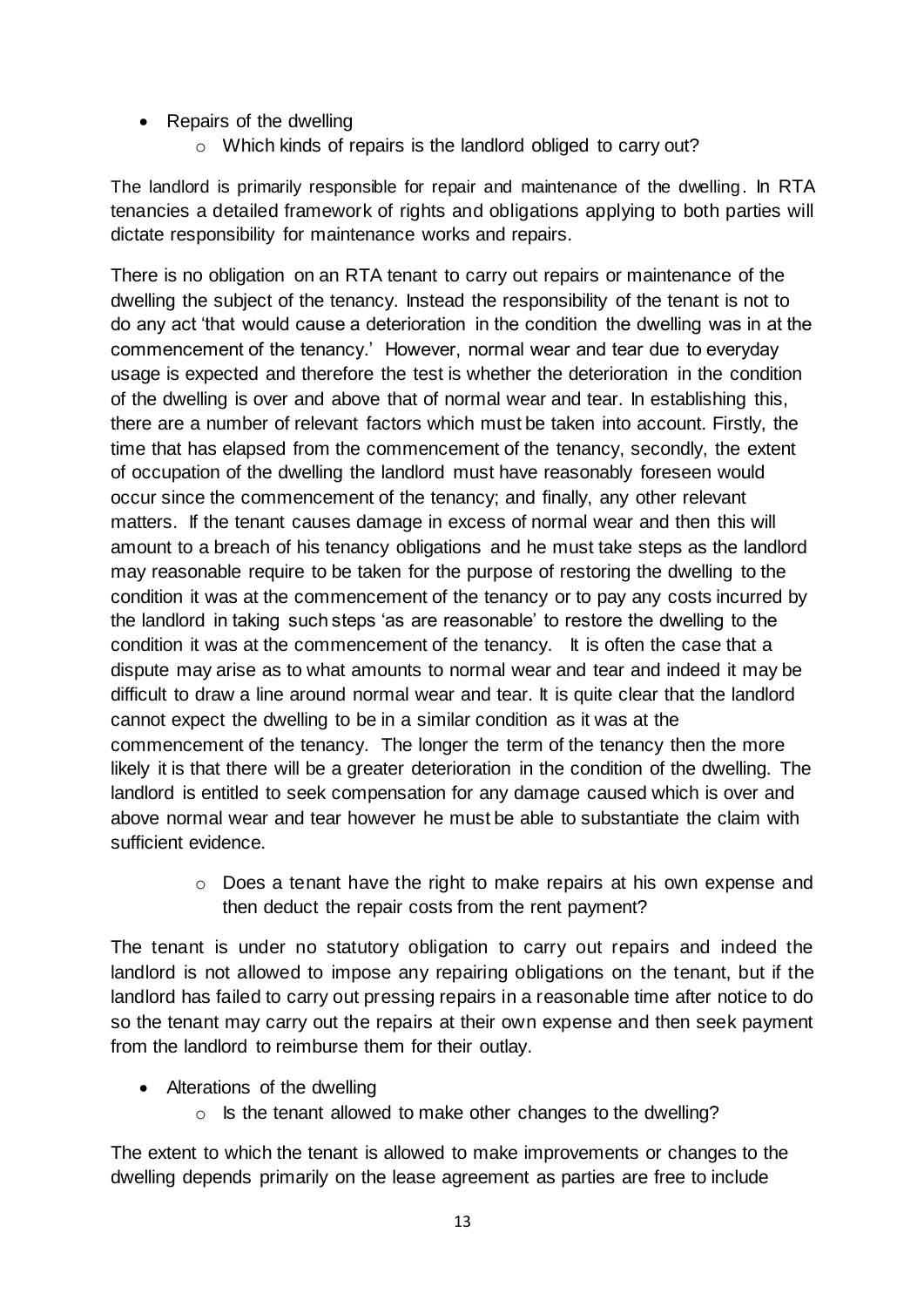- Repairs of the dwelling
    - Which kinds of repairs is the landlord obliged to carry out?

The landlord is primarily responsible for repair and maintenance of the dwelling. In RTA tenancies a detailed framework of rights and obligations applying to both parties will dictate responsibility for maintenance works and repairs.

There is no obligation on an RTA tenant to carry out repairs or maintenance of the dwelling the subject of the tenancy. Instead the responsibility of the tenant is not to do any act 'that would cause a deterioration in the condition the dwelling was in at the commencement of the tenancy.' However, normal wear and tear due to everyday usage is expected and therefore the test is whether the deterioration in the condition of the dwelling is over and above that of normal wear and tear. In establishing this, there are a number of relevant factors which must be taken into account. Firstly, the time that has elapsed from the commencement of the tenancy, secondly, the extent of occupation of the dwelling the landlord must have reasonably foreseen would occur since the commencement of the tenancy; and finally, any other relevant matters. If the tenant causes damage in excess of normal wear and then this will amount to a breach of his tenancy obligations and he must take steps as the landlord may reasonable require to be taken for the purpose of restoring the dwelling to the condition it was at the commencement of the tenancy or to pay any costs incurred by the landlord in taking such steps 'as are reasonable' to restore the dwelling to the condition it was at the commencement of the tenancy. It is often the case that a dispute may arise as to what amounts to normal wear and tear and indeed it may be difficult to draw a line around normal wear and tear. It is quite clear that the landlord cannot expect the dwelling to be in a similar condition as it was at the commencement of the tenancy. The longer the term of the tenancy then the more likely it is that there will be a greater deterioration in the condition of the dwelling. The landlord is entitled to seek compensation for any damage caused which is over and above normal wear and tear however he must be able to substantiate the claim with sufficient evidence.

- Does a tenant have the right to make repairs at his own expense and then deduct the repair costs from the rent payment?

The tenant is under no statutory obligation to carry out repairs and indeed the landlord is not allowed to impose any repairing obligations on the tenant, but if the landlord has failed to carry out pressing repairs in a reasonable time after notice to do so the tenant may carry out the repairs at their own expense and then seek payment from the landlord to reimburse them for their outlay.

- Alterations of the dwelling
    - Is the tenant allowed to make other changes to the dwelling?

The extent to which the tenant is allowed to make improvements or changes to the dwelling depends primarily on the lease agreement as parties are free to include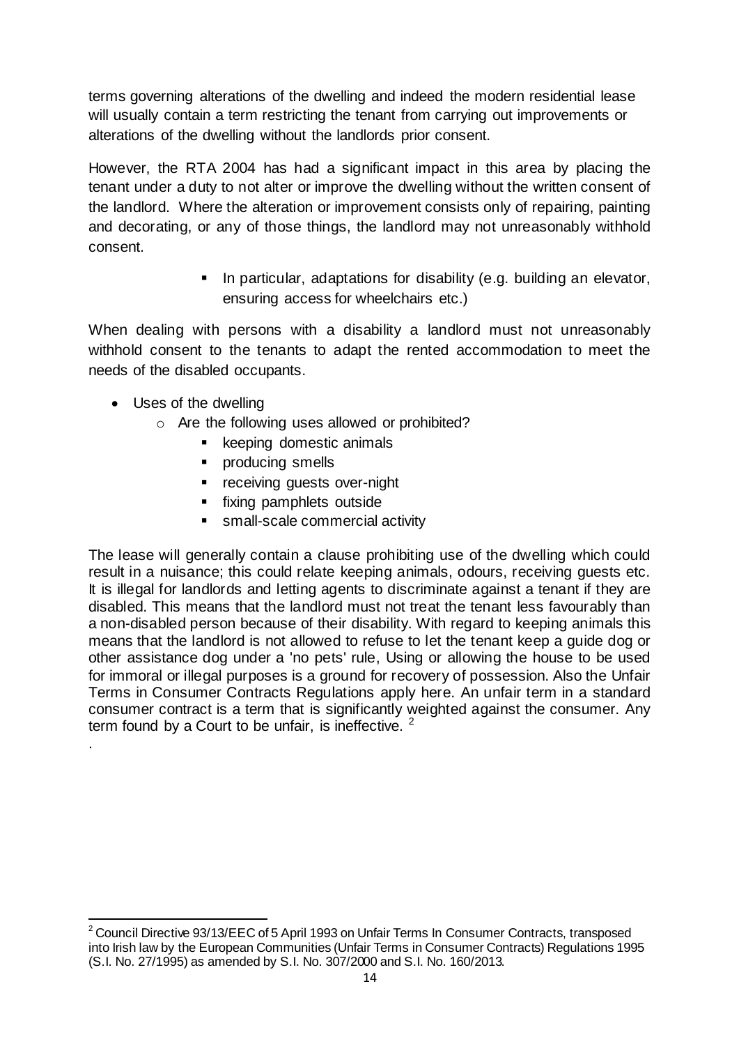terms governing alterations of the dwelling and indeed the modern residential lease will usually contain a term restricting the tenant from carrying out improvements or alterations of the dwelling without the landlords prior consent.

However, the RTA 2004 has had a significant impact in this area by placing the tenant under a duty to not alter or improve the dwelling without the written consent of the landlord. Where the alteration or improvement consists only of repairing, painting and decorating, or any of those things, the landlord may not unreasonably withhold consent.

- In particular, adaptations for disability (e.g. building an elevator, ensuring access for wheelchairs etc.)

When dealing with persons with a disability a landlord must not unreasonably withhold consent to the tenants to adapt the rented accommodation to meet the needs of the disabled occupants.

- Uses of the dwelling
  - Are the following uses allowed or prohibited?
    - keeping domestic animals
    - producing smells
    - receiving guests over-night
    - fixing pamphlets outside
    - small-scale commercial activity

The lease will generally contain a clause prohibiting use of the dwelling which could result in a nuisance; this could relate keeping animals, odours, receiving guests etc. It is illegal for landlords and letting agents to discriminate against a tenant if they are disabled. This means that the landlord must not treat the tenant less favourably than a non-disabled person because of their disability. With regard to keeping animals this means that the landlord is not allowed to refuse to let the tenant keep a guide dog or other assistance dog under a 'no pets' rule, Using or allowing the house to be used for immoral or illegal purposes is a ground for recovery of possession. Also the Unfair Terms in Consumer Contracts Regulations apply here. An unfair term in a standard consumer contract is a term that is significantly weighted against the consumer. Any term found by a Court to be unfair, is ineffective. [2]

.

---

[2] Council Directive 93/13/EEC of 5 April 1993 on Unfair Terms In Consumer Contracts, transposed into Irish law by the European Communities (Unfair Terms in Consumer Contracts) Regulations 1995 (S.I. No. 27/1995) as amended by S.I. No. 307/2000 and S.I. No. 160/2013.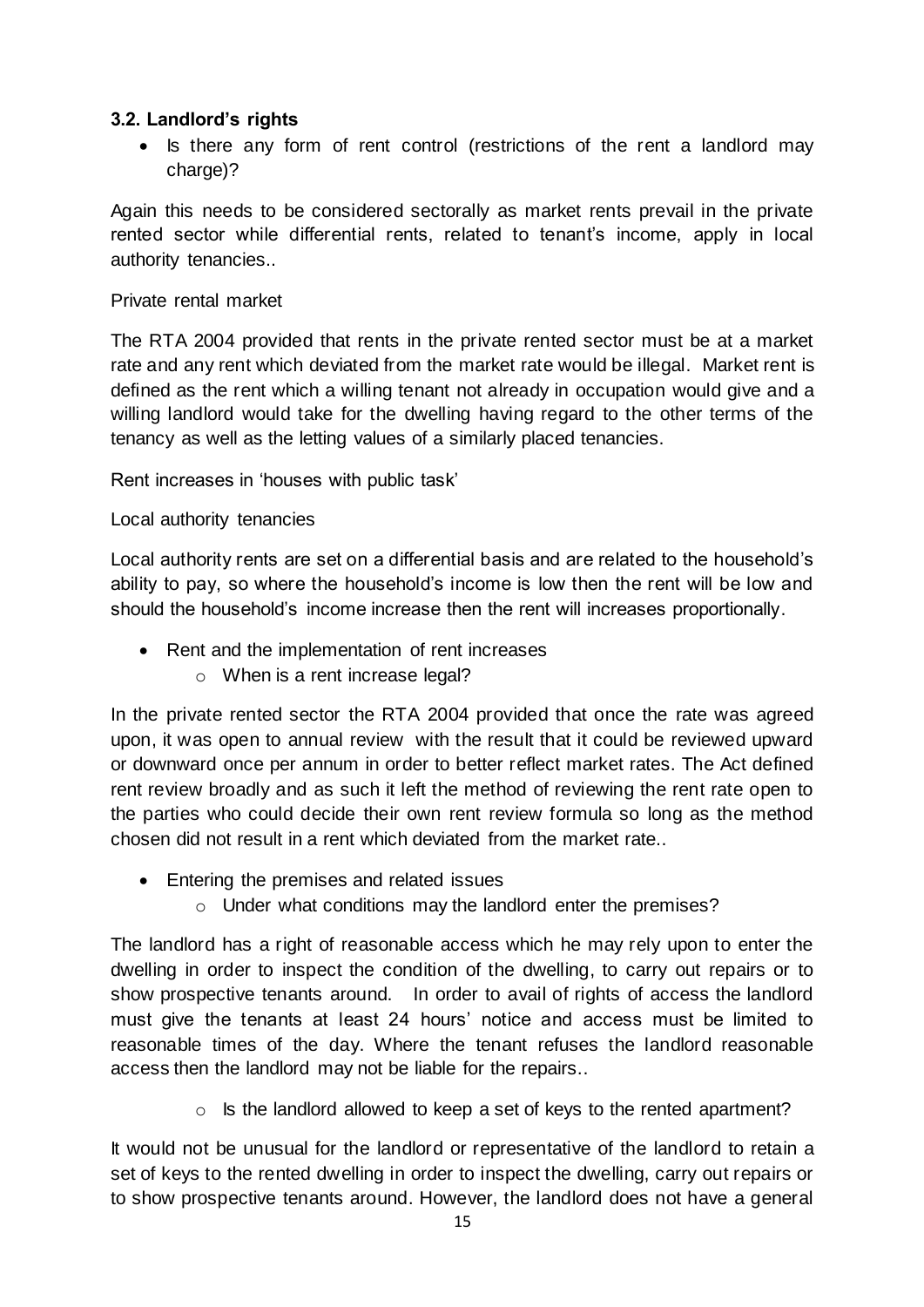### 3.2. Landlord's rights

- Is there any form of rent control (restrictions of the rent a landlord may charge)?

Again this needs to be considered sectorally as market rents prevail in the private rented sector while differential rents, related to tenant's income, apply in local authority tenancies..

Private rental market

The RTA 2004 provided that rents in the private rented sector must be at a market rate and any rent which deviated from the market rate would be illegal. Market rent is defined as the rent which a willing tenant not already in occupation would give and a willing landlord would take for the dwelling having regard to the other terms of the tenancy as well as the letting values of a similarly placed tenancies.

Rent increases in 'houses with public task'

Local authority tenancies

Local authority rents are set on a differential basis and are related to the household's ability to pay, so where the household's income is low then the rent will be low and should the household's income increase then the rent will increases proportionally.

- Rent and the implementation of rent increases
    - When is a rent increase legal?

In the private rented sector the RTA 2004 provided that once the rate was agreed upon, it was open to annual review with the result that it could be reviewed upward or downward once per annum in order to better reflect market rates. The Act defined rent review broadly and as such it left the method of reviewing the rent rate open to the parties who could decide their own rent review formula so long as the method chosen did not result in a rent which deviated from the market rate..

- Entering the premises and related issues
    - Under what conditions may the landlord enter the premises?

The landlord has a right of reasonable access which he may rely upon to enter the dwelling in order to inspect the condition of the dwelling, to carry out repairs or to show prospective tenants around. In order to avail of rights of access the landlord must give the tenants at least 24 hours' notice and access must be limited to reasonable times of the day. Where the tenant refuses the landlord reasonable access then the landlord may not be liable for the repairs..

- Is the landlord allowed to keep a set of keys to the rented apartment?

It would not be unusual for the landlord or representative of the landlord to retain a set of keys to the rented dwelling in order to inspect the dwelling, carry out repairs or to show prospective tenants around. However, the landlord does not have a general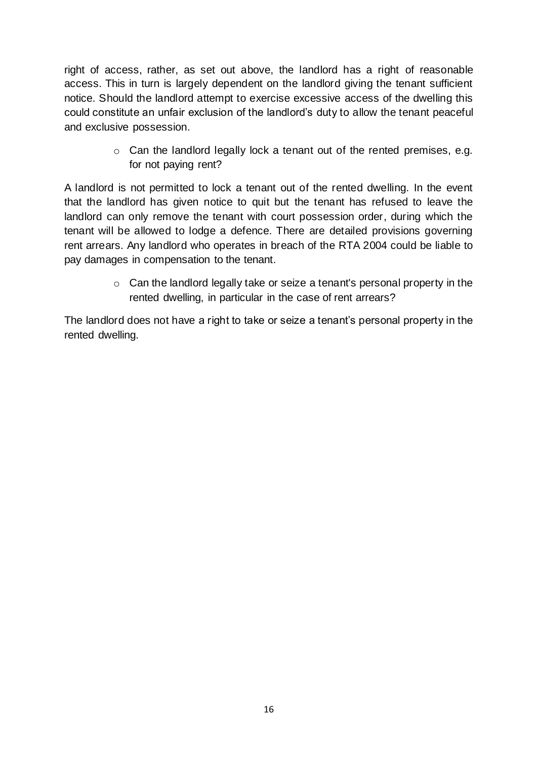right of access, rather, as set out above, the landlord has a right of reasonable access. This in turn is largely dependent on the landlord giving the tenant sufficient notice. Should the landlord attempt to exercise excessive access of the dwelling this could constitute an unfair exclusion of the landlord's duty to allow the tenant peaceful and exclusive possession.

- Can the landlord legally lock a tenant out of the rented premises, e.g. for not paying rent?

A landlord is not permitted to lock a tenant out of the rented dwelling. In the event that the landlord has given notice to quit but the tenant has refused to leave the landlord can only remove the tenant with court possession order, during which the tenant will be allowed to lodge a defence. There are detailed provisions governing rent arrears. Any landlord who operates in breach of the RTA 2004 could be liable to pay damages in compensation to the tenant.

- Can the landlord legally take or seize a tenant's personal property in the rented dwelling, in particular in the case of rent arrears?

The landlord does not have a right to take or seize a tenant's personal property in the rented dwelling.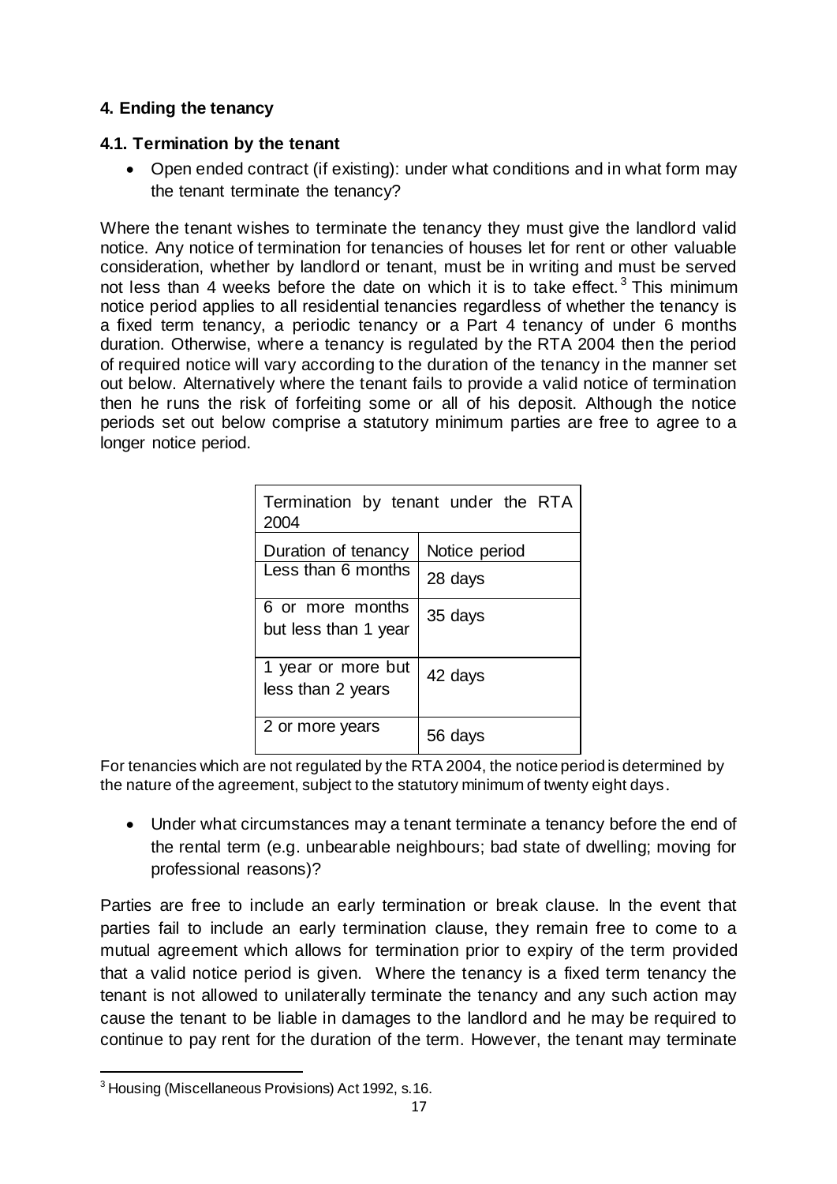## 4. Ending the tenancy

### 4.1. Termination by the tenant

- Open ended contract (if existing): under what conditions and in what form may the tenant terminate the tenancy?

Where the tenant wishes to terminate the tenancy they must give the landlord valid notice. Any notice of termination for tenancies of houses let for rent or other valuable consideration, whether by landlord or tenant, must be in writing and must be served not less than 4 weeks before the date on which it is to take effect.[3] This minimum notice period applies to all residential tenancies regardless of whether the tenancy is a fixed term tenancy, a periodic tenancy or a Part 4 tenancy of under 6 months duration. Otherwise, where a tenancy is regulated by the RTA 2004 then the period of required notice will vary according to the duration of the tenancy in the manner set out below. Alternatively where the tenant fails to provide a valid notice of termination then he runs the risk of forfeiting some or all of his deposit. Although the notice periods set out below comprise a statutory minimum parties are free to agree to a longer notice period.

| Termination by tenant under the RTA 2004 | |
|---|---|
| Duration of tenancy | Notice period |
| Less than 6 months | 28 days |
| 6 or more months but less than 1 year | 35 days |
| 1 year or more but less than 2 years | 42 days |
| 2 or more years | 56 days |

For tenancies which are not regulated by the RTA 2004, the notice period is determined by the nature of the agreement, subject to the statutory minimum of twenty eight days.

- Under what circumstances may a tenant terminate a tenancy before the end of the rental term (e.g. unbearable neighbours; bad state of dwelling; moving for professional reasons)?

Parties are free to include an early termination or break clause. In the event that parties fail to include an early termination clause, they remain free to come to a mutual agreement which allows for termination prior to expiry of the term provided that a valid notice period is given. Where the tenancy is a fixed term tenancy the tenant is not allowed to unilaterally terminate the tenancy and any such action may cause the tenant to be liable in damages to the landlord and he may be required to continue to pay rent for the duration of the term. However, the tenant may terminate

[3] Housing (Miscellaneous Provisions) Act 1992, s.16.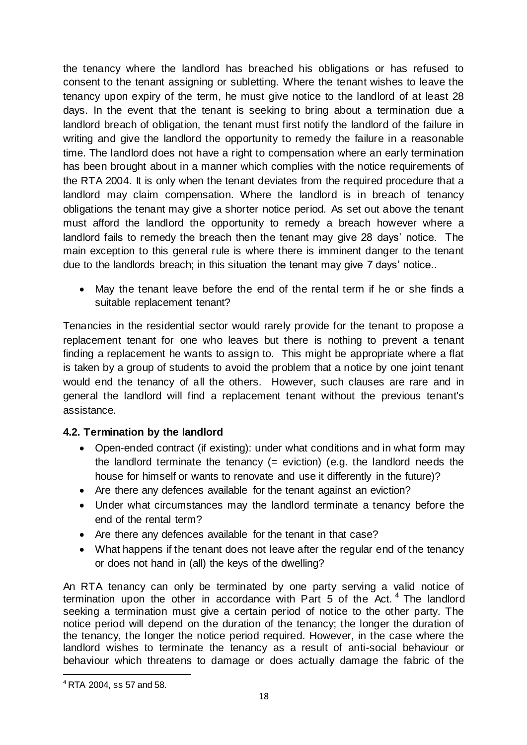the tenancy where the landlord has breached his obligations or has refused to consent to the tenant assigning or subletting. Where the tenant wishes to leave the tenancy upon expiry of the term, he must give notice to the landlord of at least 28 days. In the event that the tenant is seeking to bring about a termination due a landlord breach of obligation, the tenant must first notify the landlord of the failure in writing and give the landlord the opportunity to remedy the failure in a reasonable time. The landlord does not have a right to compensation where an early termination has been brought about in a manner which complies with the notice requirements of the RTA 2004. It is only when the tenant deviates from the required procedure that a landlord may claim compensation. Where the landlord is in breach of tenancy obligations the tenant may give a shorter notice period. As set out above the tenant must afford the landlord the opportunity to remedy a breach however where a landlord fails to remedy the breach then the tenant may give 28 days' notice. The main exception to this general rule is where there is imminent danger to the tenant due to the landlords breach; in this situation the tenant may give 7 days' notice..

- May the tenant leave before the end of the rental term if he or she finds a suitable replacement tenant?

Tenancies in the residential sector would rarely provide for the tenant to propose a replacement tenant for one who leaves but there is nothing to prevent a tenant finding a replacement he wants to assign to. This might be appropriate where a flat is taken by a group of students to avoid the problem that a notice by one joint tenant would end the tenancy of all the others. However, such clauses are rare and in general the landlord will find a replacement tenant without the previous tenant's assistance.

**4.2. Termination by the landlord**

- Open-ended contract (if existing): under what conditions and in what form may the landlord terminate the tenancy (= eviction) (e.g. the landlord needs the house for himself or wants to renovate and use it differently in the future)?
- Are there any defences available for the tenant against an eviction?
- Under what circumstances may the landlord terminate a tenancy before the end of the rental term?
- Are there any defences available for the tenant in that case?
- What happens if the tenant does not leave after the regular end of the tenancy or does not hand in (all) the keys of the dwelling?

An RTA tenancy can only be terminated by one party serving a valid notice of termination upon the other in accordance with Part 5 of the Act.[4] The landlord seeking a termination must give a certain period of notice to the other party. The notice period will depend on the duration of the tenancy; the longer the duration of the tenancy, the longer the notice period required. However, in the case where the landlord wishes to terminate the tenancy as a result of anti-social behaviour or behaviour which threatens to damage or does actually damage the fabric of the

[4] RTA 2004, ss 57 and 58.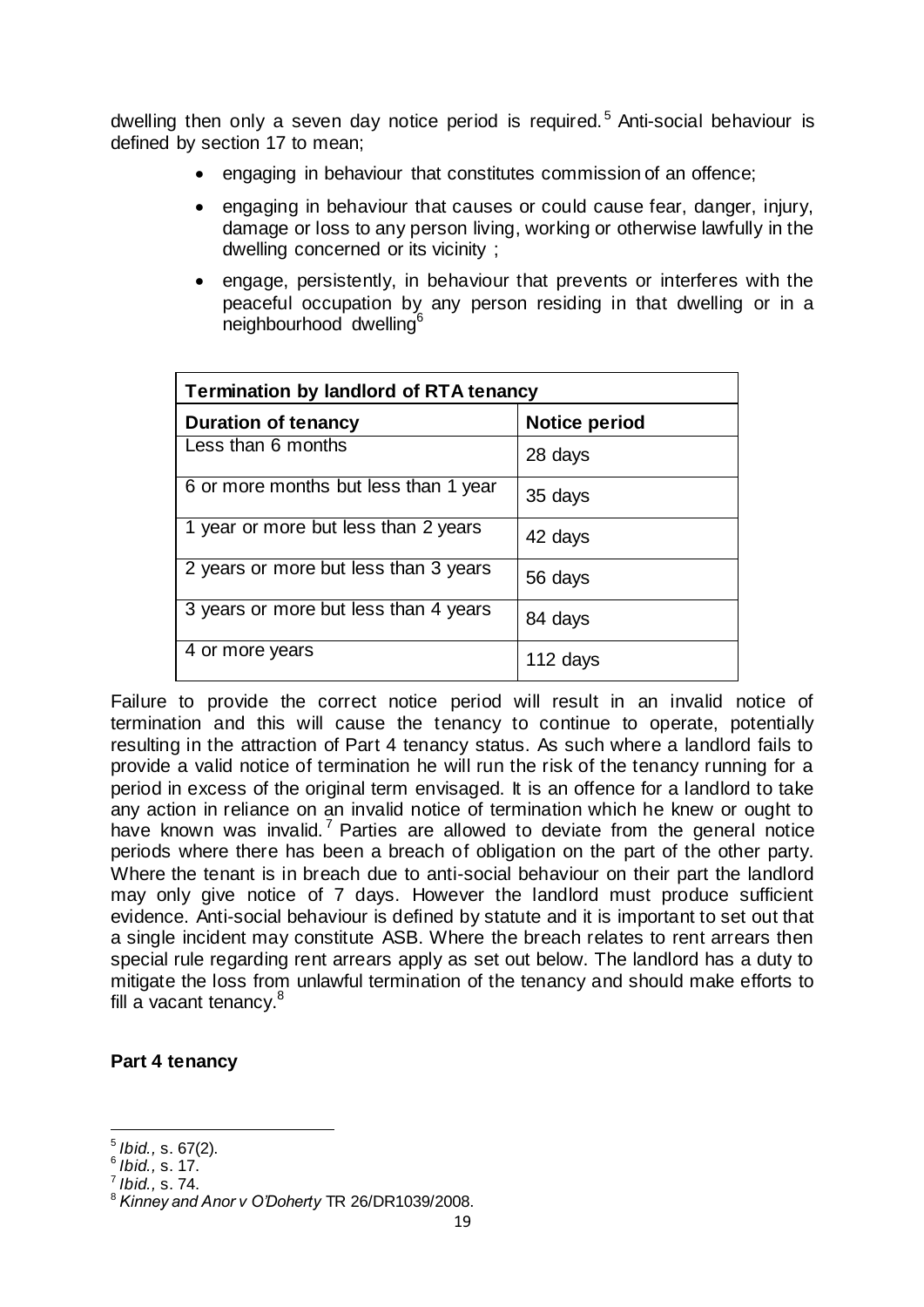dwelling then only a seven day notice period is required.[5] Anti-social behaviour is defined by section 17 to mean;

- engaging in behaviour that constitutes commission of an offence;
- engaging in behaviour that causes or could cause fear, danger, injury, damage or loss to any person living, working or otherwise lawfully in the dwelling concerned or its vicinity ;
- engage, persistently, in behaviour that prevents or interferes with the peaceful occupation by any person residing in that dwelling or in a neighbourhood dwelling[6]

| Termination by landlord of RTA tenancy | |
|---|---|
| **Duration of tenancy** | **Notice period** |
| Less than 6 months | 28 days |
| 6 or more months but less than 1 year | 35 days |
| 1 year or more but less than 2 years | 42 days |
| 2 years or more but less than 3 years | 56 days |
| 3 years or more but less than 4 years | 84 days |
| 4 or more years | 112 days |

Failure to provide the correct notice period will result in an invalid notice of termination and this will cause the tenancy to continue to operate, potentially resulting in the attraction of Part 4 tenancy status. As such where a landlord fails to provide a valid notice of termination he will run the risk of the tenancy running for a period in excess of the original term envisaged. It is an offence for a landlord to take any action in reliance on an invalid notice of termination which he knew or ought to have known was invalid.[7] Parties are allowed to deviate from the general notice periods where there has been a breach of obligation on the part of the other party. Where the tenant is in breach due to anti-social behaviour on their part the landlord may only give notice of 7 days. However the landlord must produce sufficient evidence. Anti-social behaviour is defined by statute and it is important to set out that a single incident may constitute ASB. Where the breach relates to rent arrears then special rule regarding rent arrears apply as set out below. The landlord has a duty to mitigate the loss from unlawful termination of the tenancy and should make efforts to fill a vacant tenancy.[8]

**Part 4 tenancy**

---

[5] *Ibid.,* s. 67(2).

[6] *Ibid.,* s. 17.

[7] *Ibid.,* s. 74.

[8] *Kinney and Anor v O'Doherty* TR 26/DR1039/2008.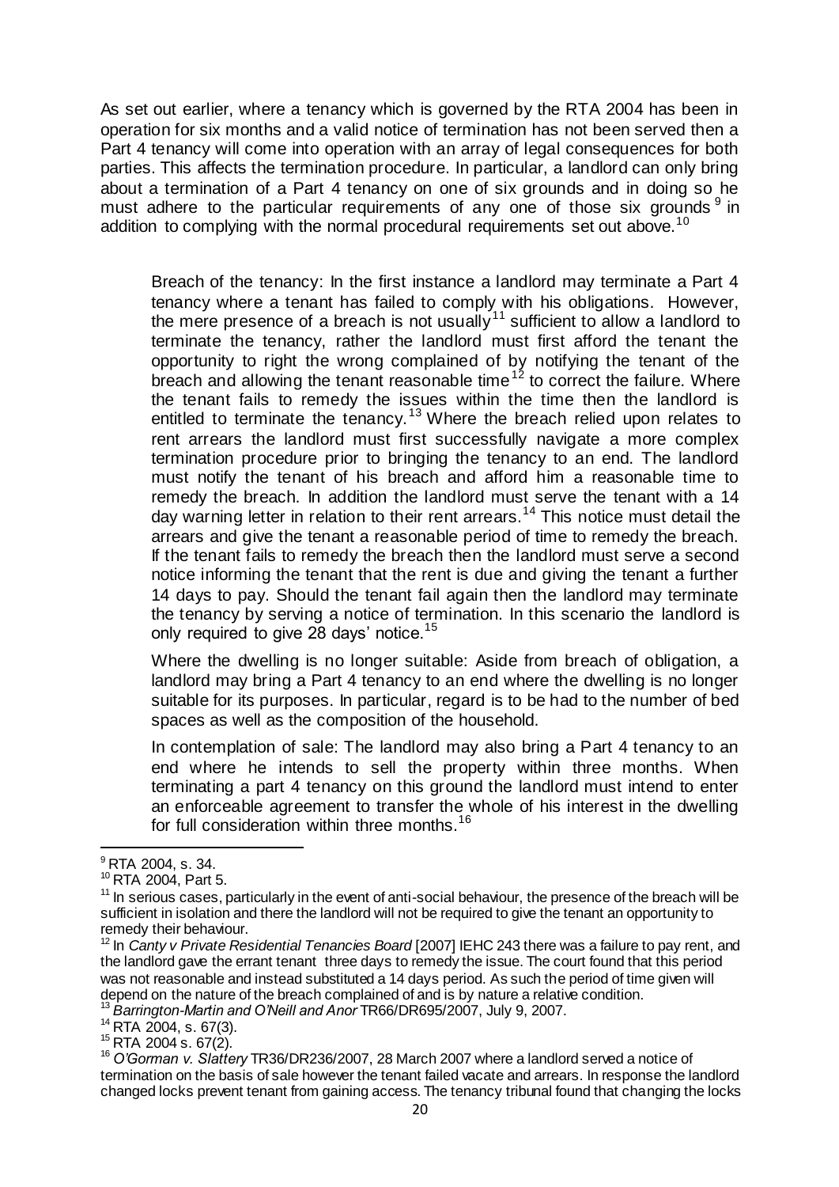As set out earlier, where a tenancy which is governed by the RTA 2004 has been in operation for six months and a valid notice of termination has not been served then a Part 4 tenancy will come into operation with an array of legal consequences for both parties. This affects the termination procedure. In particular, a landlord can only bring about a termination of a Part 4 tenancy on one of six grounds and in doing so he must adhere to the particular requirements of any one of those six grounds [9] in addition to complying with the normal procedural requirements set out above.[10]

> Breach of the tenancy: In the first instance a landlord may terminate a Part 4 tenancy where a tenant has failed to comply with his obligations. However, the mere presence of a breach is not usually[11] sufficient to allow a landlord to terminate the tenancy, rather the landlord must first afford the tenant the opportunity to right the wrong complained of by notifying the tenant of the breach and allowing the tenant reasonable time[12] to correct the failure. Where the tenant fails to remedy the issues within the time then the landlord is entitled to terminate the tenancy.[13] Where the breach relied upon relates to rent arrears the landlord must first successfully navigate a more complex termination procedure prior to bringing the tenancy to an end. The landlord must notify the tenant of his breach and afford him a reasonable time to remedy the breach. In addition the landlord must serve the tenant with a 14 day warning letter in relation to their rent arrears.[14] This notice must detail the arrears and give the tenant a reasonable period of time to remedy the breach. If the tenant fails to remedy the breach then the landlord must serve a second notice informing the tenant that the rent is due and giving the tenant a further 14 days to pay. Should the tenant fail again then the landlord may terminate the tenancy by serving a notice of termination. In this scenario the landlord is only required to give 28 days' notice.[15]
>
> Where the dwelling is no longer suitable: Aside from breach of obligation, a landlord may bring a Part 4 tenancy to an end where the dwelling is no longer suitable for its purposes. In particular, regard is to be had to the number of bed spaces as well as the composition of the household.
>
> In contemplation of sale: The landlord may also bring a Part 4 tenancy to an end where he intends to sell the property within three months. When terminating a part 4 tenancy on this ground the landlord must intend to enter an enforceable agreement to transfer the whole of his interest in the dwelling for full consideration within three months.[16]

---

[9] RTA 2004, s. 34.

[10] RTA 2004, Part 5.

[11] In serious cases, particularly in the event of anti-social behaviour, the presence of the breach will be sufficient in isolation and there the landlord will not be required to give the tenant an opportunity to remedy their behaviour.

[12] In *Canty v Private Residential Tenancies Board* [2007] IEHC 243 there was a failure to pay rent, and the landlord gave the errant tenant three days to remedy the issue. The court found that this period was not reasonable and instead substituted a 14 days period. As such the period of time given will depend on the nature of the breach complained of and is by nature a relative condition.

[13] *Barrington-Martin and O'Neill and Anor* TR66/DR695/2007, July 9, 2007.

[14] RTA 2004, s. 67(3).

[15] RTA 2004 s. 67(2).

[16] *O'Gorman v. Slattery* TR36/DR236/2007, 28 March 2007 where a landlord served a notice of termination on the basis of sale however the tenant failed vacate and arrears. In response the landlord changed locks prevent tenant from gaining access. The tenancy tribunal found that changing the locks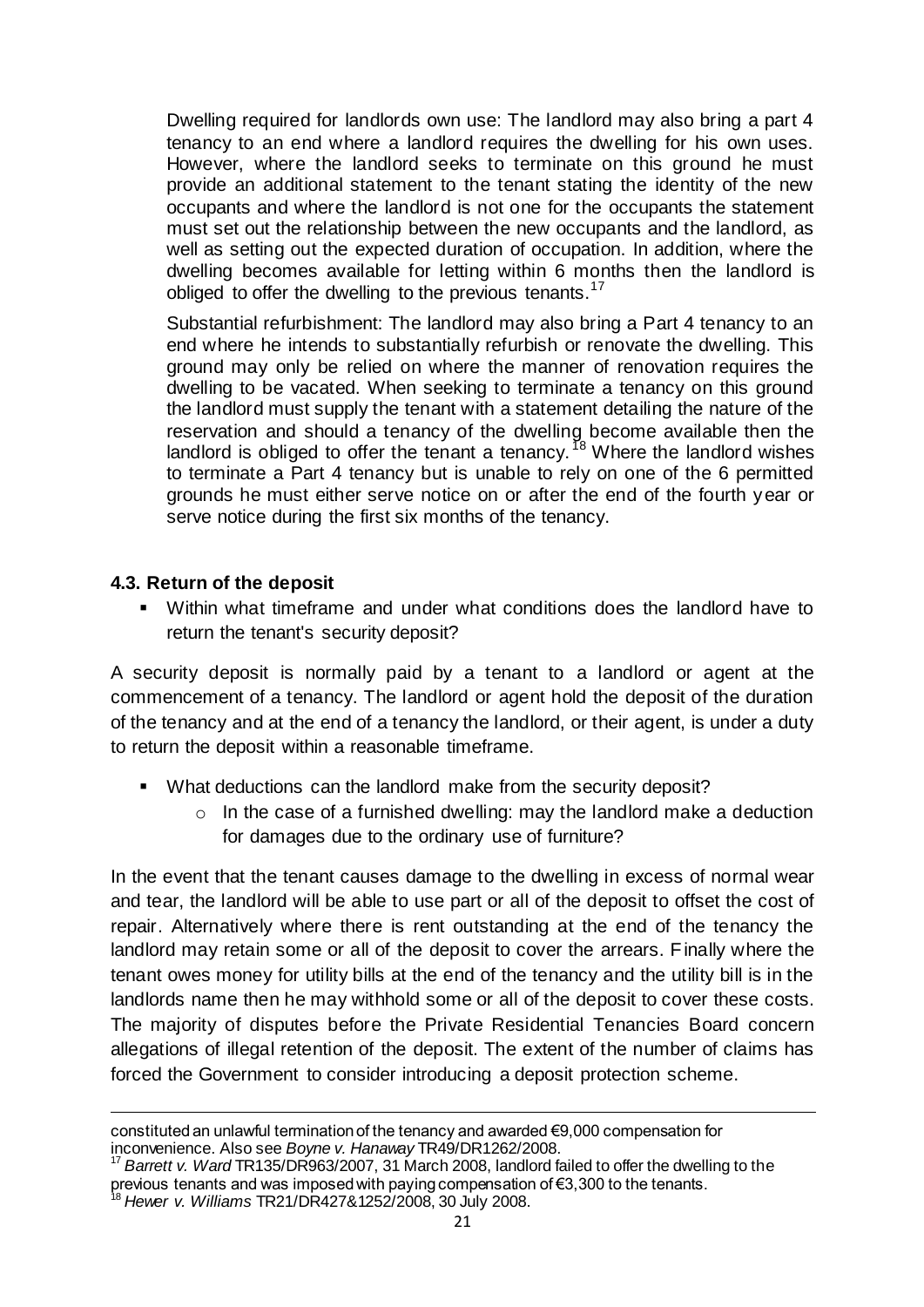Dwelling required for landlords own use: The landlord may also bring a part 4 tenancy to an end where a landlord requires the dwelling for his own uses. However, where the landlord seeks to terminate on this ground he must provide an additional statement to the tenant stating the identity of the new occupants and where the landlord is not one for the occupants the statement must set out the relationship between the new occupants and the landlord, as well as setting out the expected duration of occupation. In addition, where the dwelling becomes available for letting within 6 months then the landlord is obliged to offer the dwelling to the previous tenants.[17]

Substantial refurbishment: The landlord may also bring a Part 4 tenancy to an end where he intends to substantially refurbish or renovate the dwelling. This ground may only be relied on where the manner of renovation requires the dwelling to be vacated. When seeking to terminate a tenancy on this ground the landlord must supply the tenant with a statement detailing the nature of the reservation and should a tenancy of the dwelling become available then the landlord is obliged to offer the tenant a tenancy.[18] Where the landlord wishes to terminate a Part 4 tenancy but is unable to rely on one of the 6 permitted grounds he must either serve notice on or after the end of the fourth year or serve notice during the first six months of the tenancy.

### 4.3. Return of the deposit

- Within what timeframe and under what conditions does the landlord have to return the tenant's security deposit?

A security deposit is normally paid by a tenant to a landlord or agent at the commencement of a tenancy. The landlord or agent hold the deposit of the duration of the tenancy and at the end of a tenancy the landlord, or their agent, is under a duty to return the deposit within a reasonable timeframe.

- What deductions can the landlord make from the security deposit?
  - In the case of a furnished dwelling: may the landlord make a deduction for damages due to the ordinary use of furniture?

In the event that the tenant causes damage to the dwelling in excess of normal wear and tear, the landlord will be able to use part or all of the deposit to offset the cost of repair. Alternatively where there is rent outstanding at the end of the tenancy the landlord may retain some or all of the deposit to cover the arrears. Finally where the tenant owes money for utility bills at the end of the tenancy and the utility bill is in the landlords name then he may withhold some or all of the deposit to cover these costs. The majority of disputes before the Private Residential Tenancies Board concern allegations of illegal retention of the deposit. The extent of the number of claims has forced the Government to consider introducing a deposit protection scheme.

---

constituted an unlawful termination of the tenancy and awarded €9,000 compensation for inconvenience. Also see *Boyne v. Hanaway* TR49/DR1262/2008.

[17] *Barrett v. Ward* TR135/DR963/2007, 31 March 2008, landlord failed to offer the dwelling to the previous tenants and was imposed with paying compensation of €3,300 to the tenants.

[18] *Hewer v. Williams* TR21/DR427&1252/2008, 30 July 2008.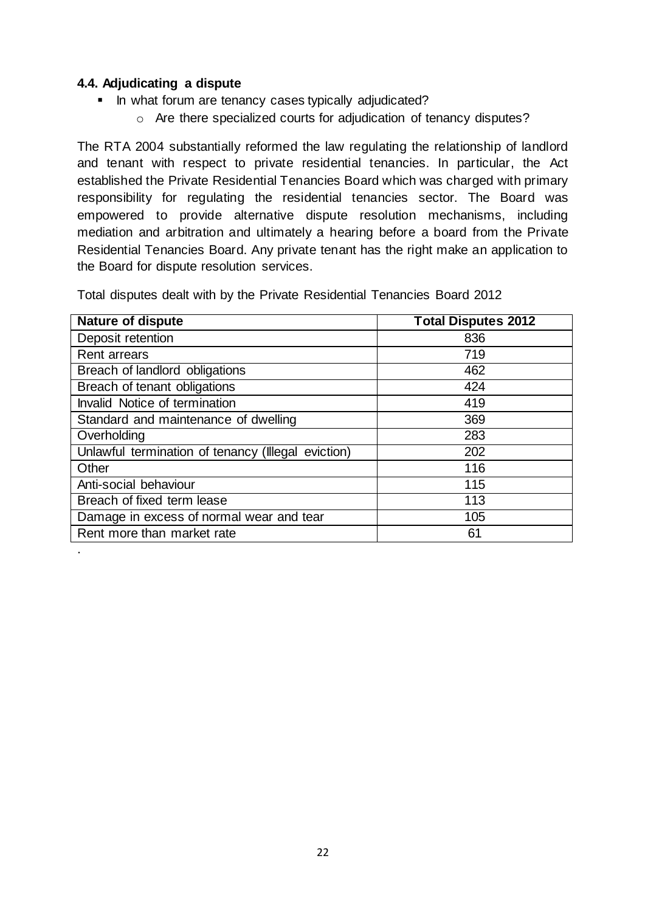#### 4.4. Adjudicating a dispute

- In what forum are tenancy cases typically adjudicated?
    - Are there specialized courts for adjudication of tenancy disputes?

The RTA 2004 substantially reformed the law regulating the relationship of landlord and tenant with respect to private residential tenancies. In particular, the Act established the Private Residential Tenancies Board which was charged with primary responsibility for regulating the residential tenancies sector. The Board was empowered to provide alternative dispute resolution mechanisms, including mediation and arbitration and ultimately a hearing before a board from the Private Residential Tenancies Board. Any private tenant has the right make an application to the Board for dispute resolution services.

Total disputes dealt with by the Private Residential Tenancies Board 2012

| Nature of dispute | Total Disputes 2012 |
|---|---|
| Deposit retention | 836 |
| Rent arrears | 719 |
| Breach of landlord obligations | 462 |
| Breach of tenant obligations | 424 |
| Invalid Notice of termination | 419 |
| Standard and maintenance of dwelling | 369 |
| Overholding | 283 |
| Unlawful termination of tenancy (Illegal eviction) | 202 |
| Other | 116 |
| Anti-social behaviour | 115 |
| Breach of fixed term lease | 113 |
| Damage in excess of normal wear and tear | 105 |
| Rent more than market rate | 61 |

.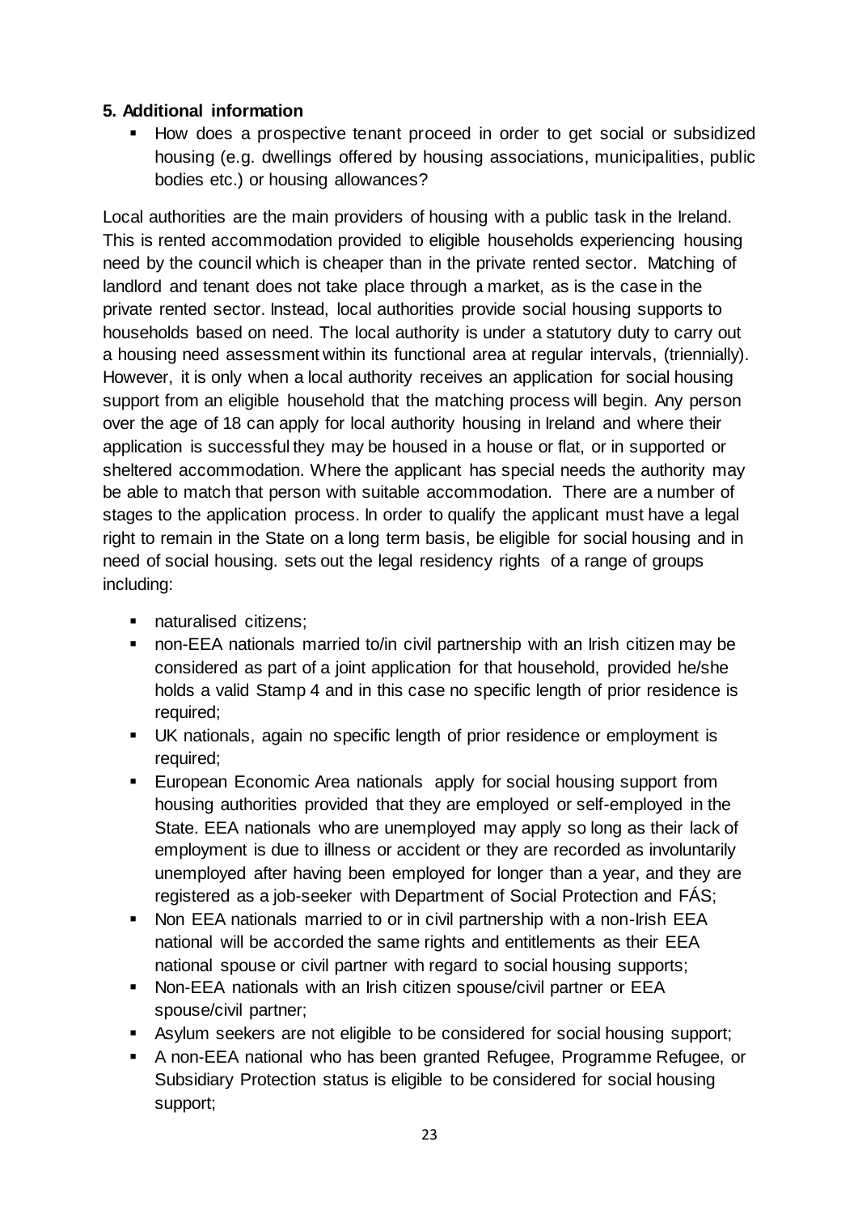**5. Additional information**

- How does a prospective tenant proceed in order to get social or subsidized housing (e.g. dwellings offered by housing associations, municipalities, public bodies etc.) or housing allowances?

Local authorities are the main providers of housing with a public task in the Ireland. This is rented accommodation provided to eligible households experiencing housing need by the council which is cheaper than in the private rented sector. Matching of landlord and tenant does not take place through a market, as is the case in the private rented sector. Instead, local authorities provide social housing supports to households based on need. The local authority is under a statutory duty to carry out a housing need assessment within its functional area at regular intervals, (triennially). However, it is only when a local authority receives an application for social housing support from an eligible household that the matching process will begin. Any person over the age of 18 can apply for local authority housing in Ireland and where their application is successful they may be housed in a house or flat, or in supported or sheltered accommodation. Where the applicant has special needs the authority may be able to match that person with suitable accommodation. There are a number of stages to the application process. In order to qualify the applicant must have a legal right to remain in the State on a long term basis, be eligible for social housing and in need of social housing. sets out the legal residency rights of a range of groups including:

- naturalised citizens;
- non-EEA nationals married to/in civil partnership with an Irish citizen may be considered as part of a joint application for that household, provided he/she holds a valid Stamp 4 and in this case no specific length of prior residence is required;
- UK nationals, again no specific length of prior residence or employment is required;
- European Economic Area nationals apply for social housing support from housing authorities provided that they are employed or self-employed in the State. EEA nationals who are unemployed may apply so long as their lack of employment is due to illness or accident or they are recorded as involuntarily unemployed after having been employed for longer than a year, and they are registered as a job-seeker with Department of Social Protection and FÁS;
- Non EEA nationals married to or in civil partnership with a non-Irish EEA national will be accorded the same rights and entitlements as their EEA national spouse or civil partner with regard to social housing supports;
- Non-EEA nationals with an Irish citizen spouse/civil partner or EEA spouse/civil partner;
- Asylum seekers are not eligible to be considered for social housing support;
- A non-EEA national who has been granted Refugee, Programme Refugee, or Subsidiary Protection status is eligible to be considered for social housing support;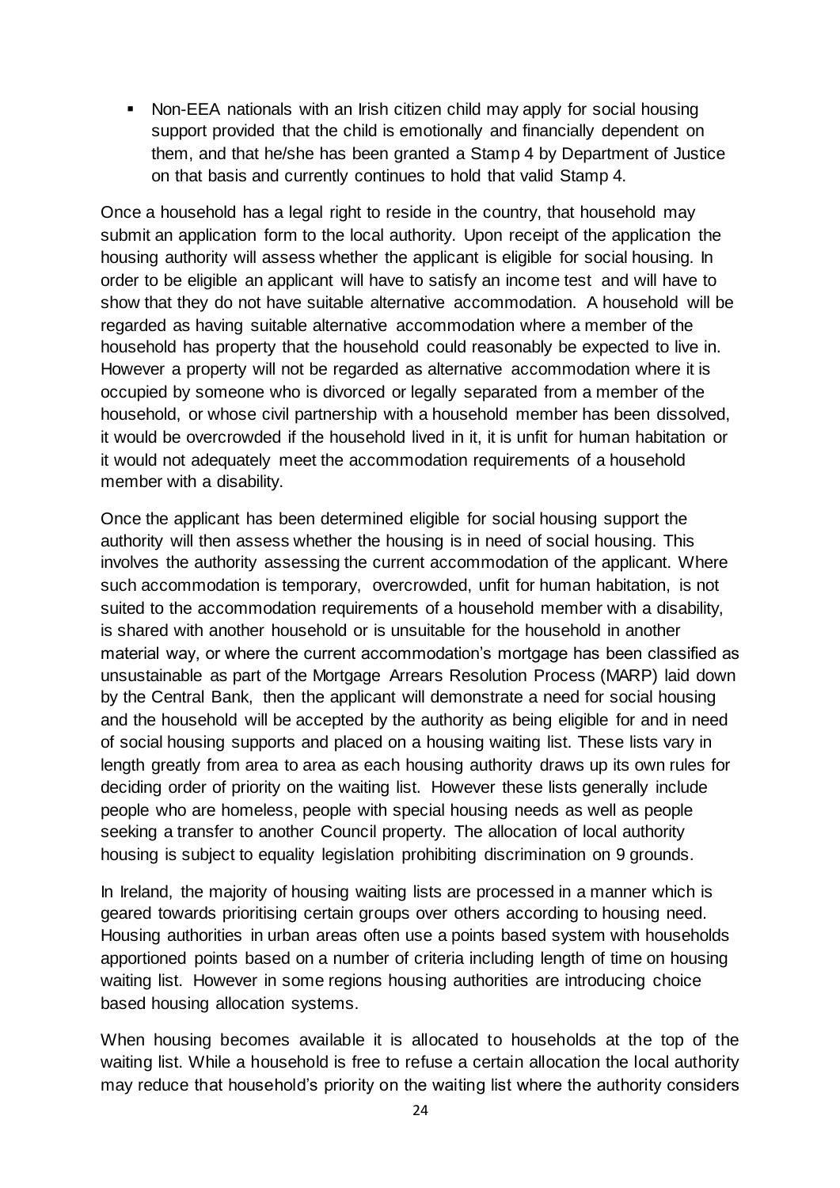- Non-EEA nationals with an Irish citizen child may apply for social housing support provided that the child is emotionally and financially dependent on them, and that he/she has been granted a Stamp 4 by Department of Justice on that basis and currently continues to hold that valid Stamp 4.

Once a household has a legal right to reside in the country, that household may submit an application form to the local authority. Upon receipt of the application the housing authority will assess whether the applicant is eligible for social housing. In order to be eligible an applicant will have to satisfy an income test and will have to show that they do not have suitable alternative accommodation. A household will be regarded as having suitable alternative accommodation where a member of the household has property that the household could reasonably be expected to live in. However a property will not be regarded as alternative accommodation where it is occupied by someone who is divorced or legally separated from a member of the household, or whose civil partnership with a household member has been dissolved, it would be overcrowded if the household lived in it, it is unfit for human habitation or it would not adequately meet the accommodation requirements of a household member with a disability.

Once the applicant has been determined eligible for social housing support the authority will then assess whether the housing is in need of social housing. This involves the authority assessing the current accommodation of the applicant. Where such accommodation is temporary, overcrowded, unfit for human habitation, is not suited to the accommodation requirements of a household member with a disability, is shared with another household or is unsuitable for the household in another material way, or where the current accommodation's mortgage has been classified as unsustainable as part of the Mortgage Arrears Resolution Process (MARP) laid down by the Central Bank, then the applicant will demonstrate a need for social housing and the household will be accepted by the authority as being eligible for and in need of social housing supports and placed on a housing waiting list. These lists vary in length greatly from area to area as each housing authority draws up its own rules for deciding order of priority on the waiting list. However these lists generally include people who are homeless, people with special housing needs as well as people seeking a transfer to another Council property. The allocation of local authority housing is subject to equality legislation prohibiting discrimination on 9 grounds.

In Ireland, the majority of housing waiting lists are processed in a manner which is geared towards prioritising certain groups over others according to housing need. Housing authorities in urban areas often use a points based system with households apportioned points based on a number of criteria including length of time on housing waiting list. However in some regions housing authorities are introducing choice based housing allocation systems.

When housing becomes available it is allocated to households at the top of the waiting list. While a household is free to refuse a certain allocation the local authority may reduce that household's priority on the waiting list where the authority considers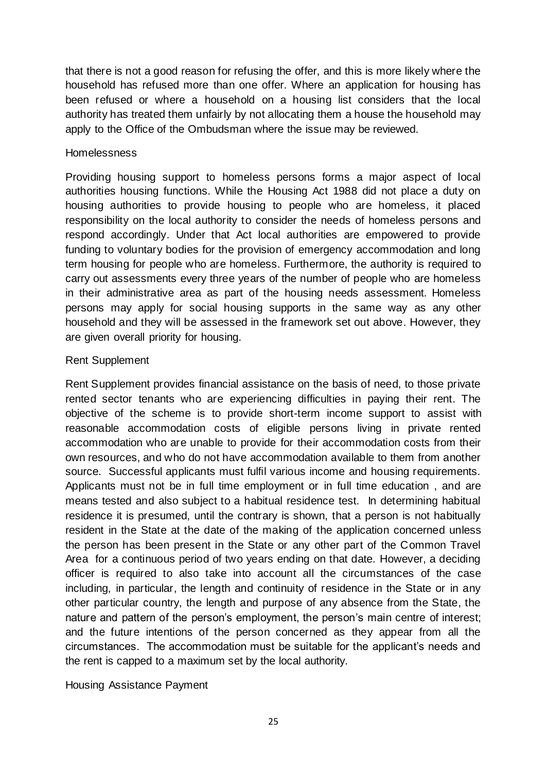that there is not a good reason for refusing the offer, and this is more likely where the household has refused more than one offer. Where an application for housing has been refused or where a household on a housing list considers that the local authority has treated them unfairly by not allocating them a house the household may apply to the Office of the Ombudsman where the issue may be reviewed.

### Homelessness

Providing housing support to homeless persons forms a major aspect of local authorities housing functions. While the Housing Act 1988 did not place a duty on housing authorities to provide housing to people who are homeless, it placed responsibility on the local authority to consider the needs of homeless persons and respond accordingly. Under that Act local authorities are empowered to provide funding to voluntary bodies for the provision of emergency accommodation and long term housing for people who are homeless. Furthermore, the authority is required to carry out assessments every three years of the number of people who are homeless in their administrative area as part of the housing needs assessment. Homeless persons may apply for social housing supports in the same way as any other household and they will be assessed in the framework set out above. However, they are given overall priority for housing.

### Rent Supplement

Rent Supplement provides financial assistance on the basis of need, to those private rented sector tenants who are experiencing difficulties in paying their rent. The objective of the scheme is to provide short-term income support to assist with reasonable accommodation costs of eligible persons living in private rented accommodation who are unable to provide for their accommodation costs from their own resources, and who do not have accommodation available to them from another source. Successful applicants must fulfil various income and housing requirements. Applicants must not be in full time employment or in full time education , and are means tested and also subject to a habitual residence test. In determining habitual residence it is presumed, until the contrary is shown, that a person is not habitually resident in the State at the date of the making of the application concerned unless the person has been present in the State or any other part of the Common Travel Area for a continuous period of two years ending on that date. However, a deciding officer is required to also take into account all the circumstances of the case including, in particular, the length and continuity of residence in the State or in any other particular country, the length and purpose of any absence from the State, the nature and pattern of the person's employment, the person's main centre of interest; and the future intentions of the person concerned as they appear from all the circumstances. The accommodation must be suitable for the applicant's needs and the rent is capped to a maximum set by the local authority.

### Housing Assistance Payment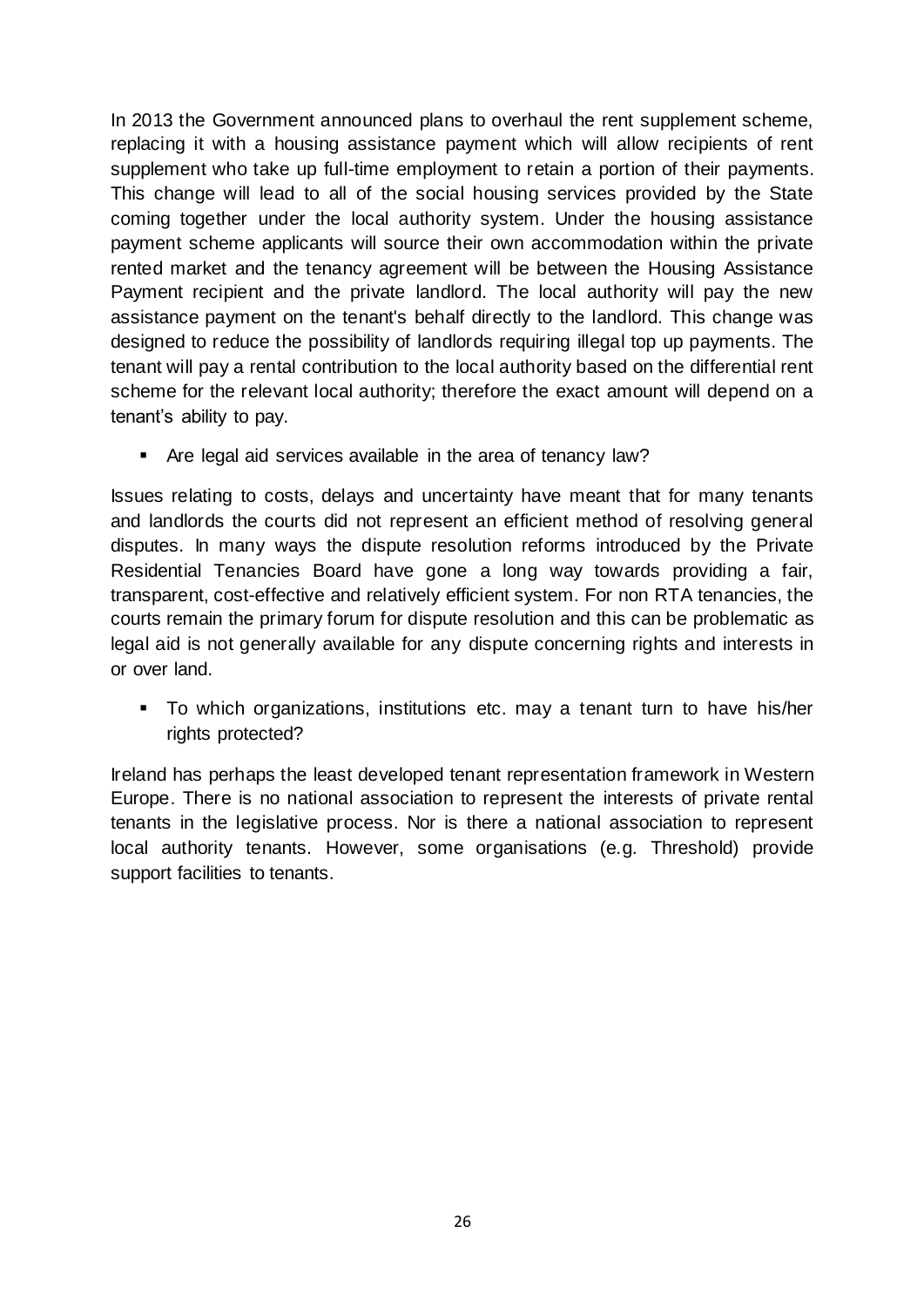In 2013 the Government announced plans to overhaul the rent supplement scheme, replacing it with a housing assistance payment which will allow recipients of rent supplement who take up full-time employment to retain a portion of their payments. This change will lead to all of the social housing services provided by the State coming together under the local authority system. Under the housing assistance payment scheme applicants will source their own accommodation within the private rented market and the tenancy agreement will be between the Housing Assistance Payment recipient and the private landlord. The local authority will pay the new assistance payment on the tenant's behalf directly to the landlord. This change was designed to reduce the possibility of landlords requiring illegal top up payments. The tenant will pay a rental contribution to the local authority based on the differential rent scheme for the relevant local authority; therefore the exact amount will depend on a tenant's ability to pay.

- Are legal aid services available in the area of tenancy law?

Issues relating to costs, delays and uncertainty have meant that for many tenants and landlords the courts did not represent an efficient method of resolving general disputes. In many ways the dispute resolution reforms introduced by the Private Residential Tenancies Board have gone a long way towards providing a fair, transparent, cost-effective and relatively efficient system. For non RTA tenancies, the courts remain the primary forum for dispute resolution and this can be problematic as legal aid is not generally available for any dispute concerning rights and interests in or over land.

- To which organizations, institutions etc. may a tenant turn to have his/her rights protected?

Ireland has perhaps the least developed tenant representation framework in Western Europe. There is no national association to represent the interests of private rental tenants in the legislative process. Nor is there a national association to represent local authority tenants. However, some organisations (e.g. Threshold) provide support facilities to tenants.